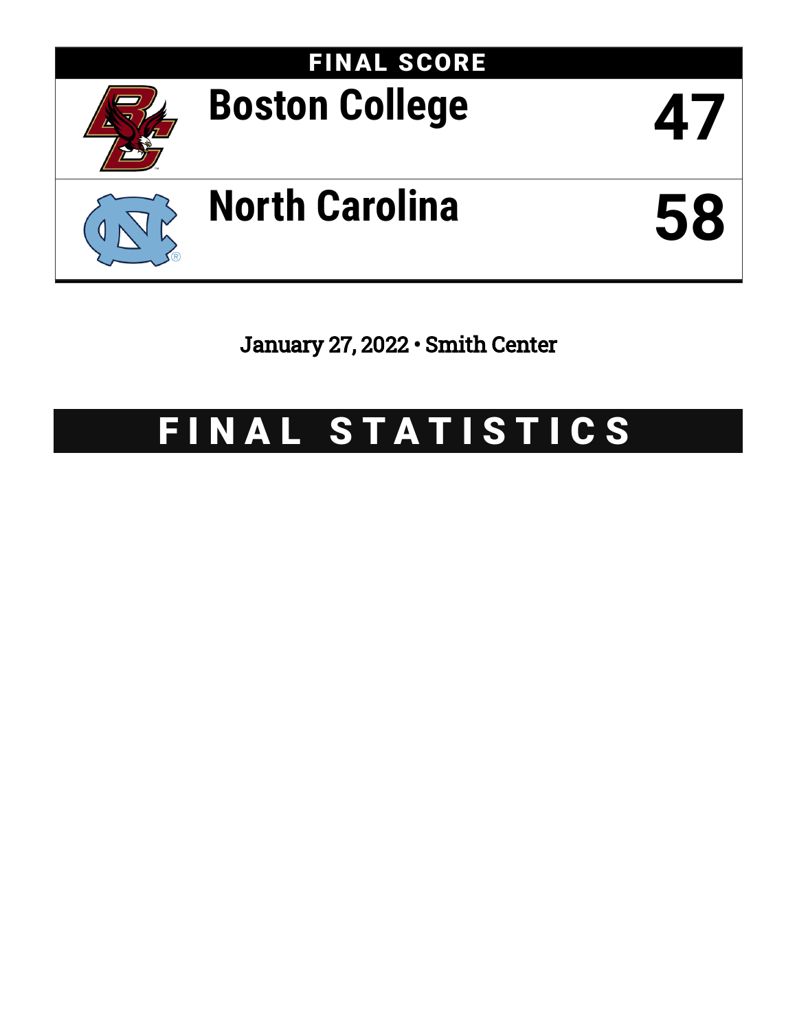# FINAL SCORE

| Team | Score |
|---|---|
| Boston College | 47 |
| North Carolina | 58 |

January 27, 2022 • Smith Center

# FINAL STATISTICS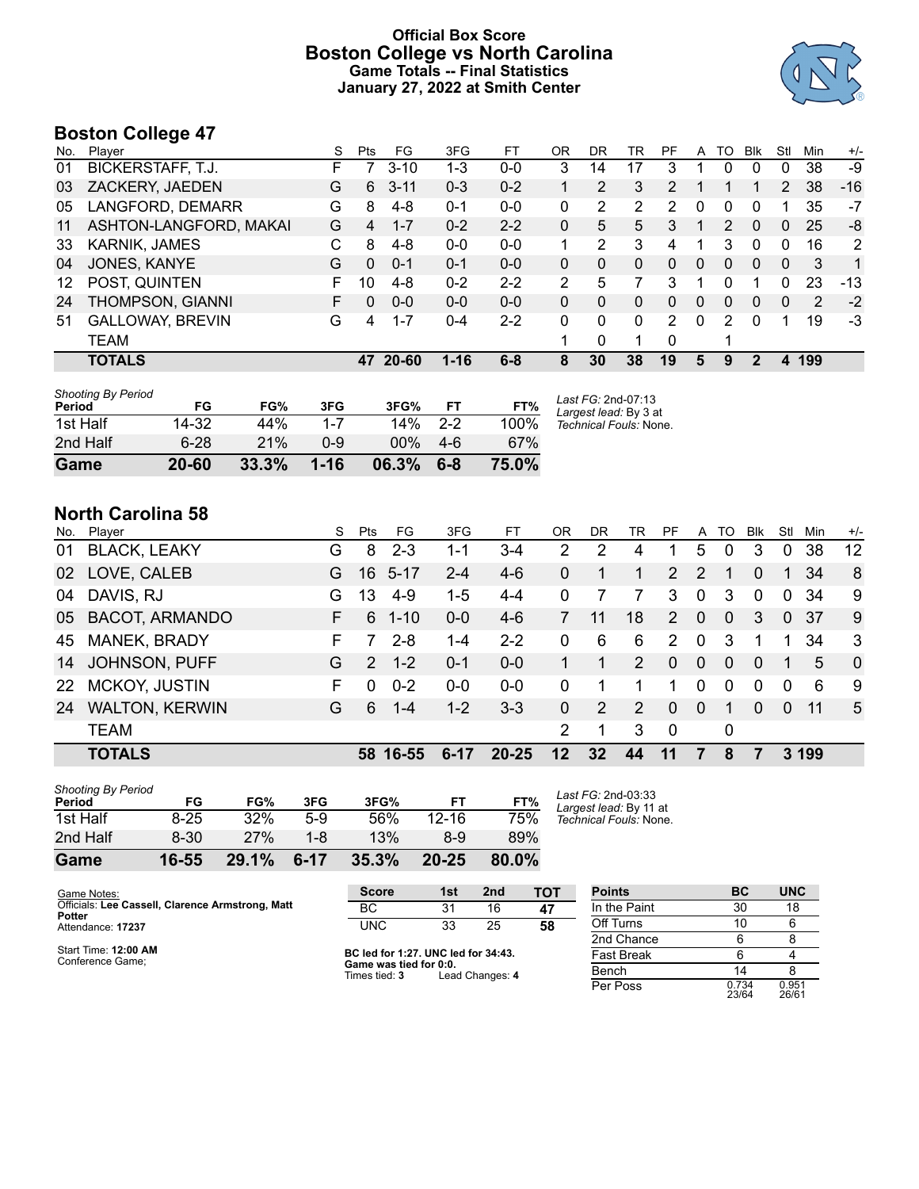# Official Box Score
## Boston College vs North Carolina
### Game Totals -- Final Statistics
### January 27, 2022 at Smith Center

## Boston College 47

| No. | Player | S | Pts | FG | 3FG | FT | OR | DR | TR | PF | A | TO | Blk | Stl | Min | +/- |
|---|---|---|---|---|---|---|---|---|---|---|---|---|---|---|---|---|
| 01 | BICKERSTAFF, T.J. | F | 7 | 3-10 | 1-3 | 0-0 | 3 | 14 | 17 | 3 | 1 | 0 | 0 | 0 | 38 | -9 |
| 03 | ZACKERY, JAEDEN | G | 6 | 3-11 | 0-3 | 0-2 | 1 | 2 | 3 | 2 | 1 | 1 | 1 | 2 | 38 | -16 |
| 05 | LANGFORD, DEMARR | G | 8 | 4-8 | 0-1 | 0-0 | 0 | 2 | 2 | 2 | 0 | 0 | 0 | 1 | 35 | -7 |
| 11 | ASHTON-LANGFORD, MAKAI | G | 4 | 1-7 | 0-2 | 2-2 | 0 | 5 | 5 | 3 | 1 | 2 | 0 | 0 | 25 | -8 |
| 33 | KARNIK, JAMES | C | 8 | 4-8 | 0-0 | 0-0 | 1 | 2 | 3 | 4 | 1 | 3 | 0 | 0 | 16 | 2 |
| 04 | JONES, KANYE | G | 0 | 0-1 | 0-1 | 0-0 | 0 | 0 | 0 | 0 | 0 | 0 | 0 | 0 | 3 | 1 |
| 12 | POST, QUINTEN | F | 10 | 4-8 | 0-2 | 2-2 | 2 | 5 | 7 | 3 | 1 | 0 | 1 | 0 | 23 | -13 |
| 24 | THOMPSON, GIANNI | F | 0 | 0-0 | 0-0 | 0-0 | 0 | 0 | 0 | 0 | 0 | 0 | 0 | 0 | 2 | -2 |
| 51 | GALLOWAY, BREVIN | G | 4 | 1-7 | 0-4 | 2-2 | 0 | 0 | 0 | 2 | 0 | 2 | 0 | 1 | 19 | -3 |
| | TEAM | | | | | | 1 | 0 | 1 | 0 | | 1 | | | | |
| | **TOTALS** | | **47** | **20-60** | **1-16** | **6-8** | **8** | **30** | **38** | **19** | **5** | **9** | **2** | **4** | **199** | |

| Shooting By Period Period | FG | FG% | 3FG | 3FG% | FT | FT% |
|---|---|---|---|---|---|---|
| 1st Half | 14-32 | 44% | 1-7 | 14% | 2-2 | 100% |
| 2nd Half | 6-28 | 21% | 0-9 | 00% | 4-6 | 67% |
| **Game** | **20-60** | **33.3%** | **1-16** | **06.3%** | **6-8** | **75.0%** |

*Last FG:* 2nd-07:13
*Largest lead:* By 3 at
*Technical Fouls:* None.

## North Carolina 58

| No. | Player | S | Pts | FG | 3FG | FT | OR | DR | TR | PF | A | TO | Blk | Stl | Min | +/- |
|---|---|---|---|---|---|---|---|---|---|---|---|---|---|---|---|---|
| 01 | BLACK, LEAKY | G | 8 | 2-3 | 1-1 | 3-4 | 2 | 2 | 4 | 1 | 5 | 0 | 3 | 0 | 38 | 12 |
| 02 | LOVE, CALEB | G | 16 | 5-17 | 2-4 | 4-6 | 0 | 1 | 1 | 2 | 2 | 1 | 0 | 1 | 34 | 8 |
| 04 | DAVIS, RJ | G | 13 | 4-9 | 1-5 | 4-4 | 0 | 7 | 7 | 3 | 0 | 3 | 0 | 0 | 34 | 9 |
| 05 | BACOT, ARMANDO | F | 6 | 1-10 | 0-0 | 4-6 | 7 | 11 | 18 | 2 | 0 | 0 | 3 | 0 | 37 | 9 |
| 45 | MANEK, BRADY | F | 7 | 2-8 | 1-4 | 2-2 | 0 | 6 | 6 | 2 | 0 | 3 | 1 | 1 | 34 | 3 |
| 14 | JOHNSON, PUFF | G | 2 | 1-2 | 0-1 | 0-0 | 1 | 1 | 2 | 0 | 0 | 0 | 0 | 1 | 5 | 0 |
| 22 | MCKOY, JUSTIN | F | 0 | 0-2 | 0-0 | 0-0 | 0 | 1 | 1 | 1 | 0 | 0 | 0 | 0 | 6 | 9 |
| 24 | WALTON, KERWIN | G | 6 | 1-4 | 1-2 | 3-3 | 0 | 2 | 2 | 0 | 0 | 1 | 0 | 0 | 11 | 5 |
| | TEAM | | | | | | 2 | 1 | 3 | 0 | | 0 | | | | |
| | **TOTALS** | | **58** | **16-55** | **6-17** | **20-25** | **12** | **32** | **44** | **11** | **7** | **8** | **7** | **3** | **199** | |

| Shooting By Period Period | FG | FG% | 3FG | 3FG% | FT | FT% |
|---|---|---|---|---|---|---|
| 1st Half | 8-25 | 32% | 5-9 | 56% | 12-16 | 75% |
| 2nd Half | 8-30 | 27% | 1-8 | 13% | 8-9 | 89% |
| **Game** | **16-55** | **29.1%** | **6-17** | **35.3%** | **20-25** | **80.0%** |

*Last FG:* 2nd-03:33
*Largest lead:* By 11 at
*Technical Fouls:* None.

Game Notes:
Officials: **Lee Cassell, Clarence Armstrong, Matt Potter**
Attendance: **17237**

Start Time: **12:00 AM**
Conference Game;

| Score | 1st | 2nd | TOT |
|---|---|---|---|
| BC | 31 | 16 | **47** |
| UNC | 33 | 25 | **58** |

**BC led for 1:27. UNC led for 34:43.**
**Game was tied for 0:0.**
Times tied: **3** Lead Changes: **4**

| Points | BC | UNC |
|---|---|---|
| In the Paint | 30 | 18 |
| Off Turns | 10 | 6 |
| 2nd Chance | 6 | 8 |
| Fast Break | 6 | 4 |
| Bench | 14 | 8 |
| Per Poss | 0.734 23/64 | 0.951 26/61 |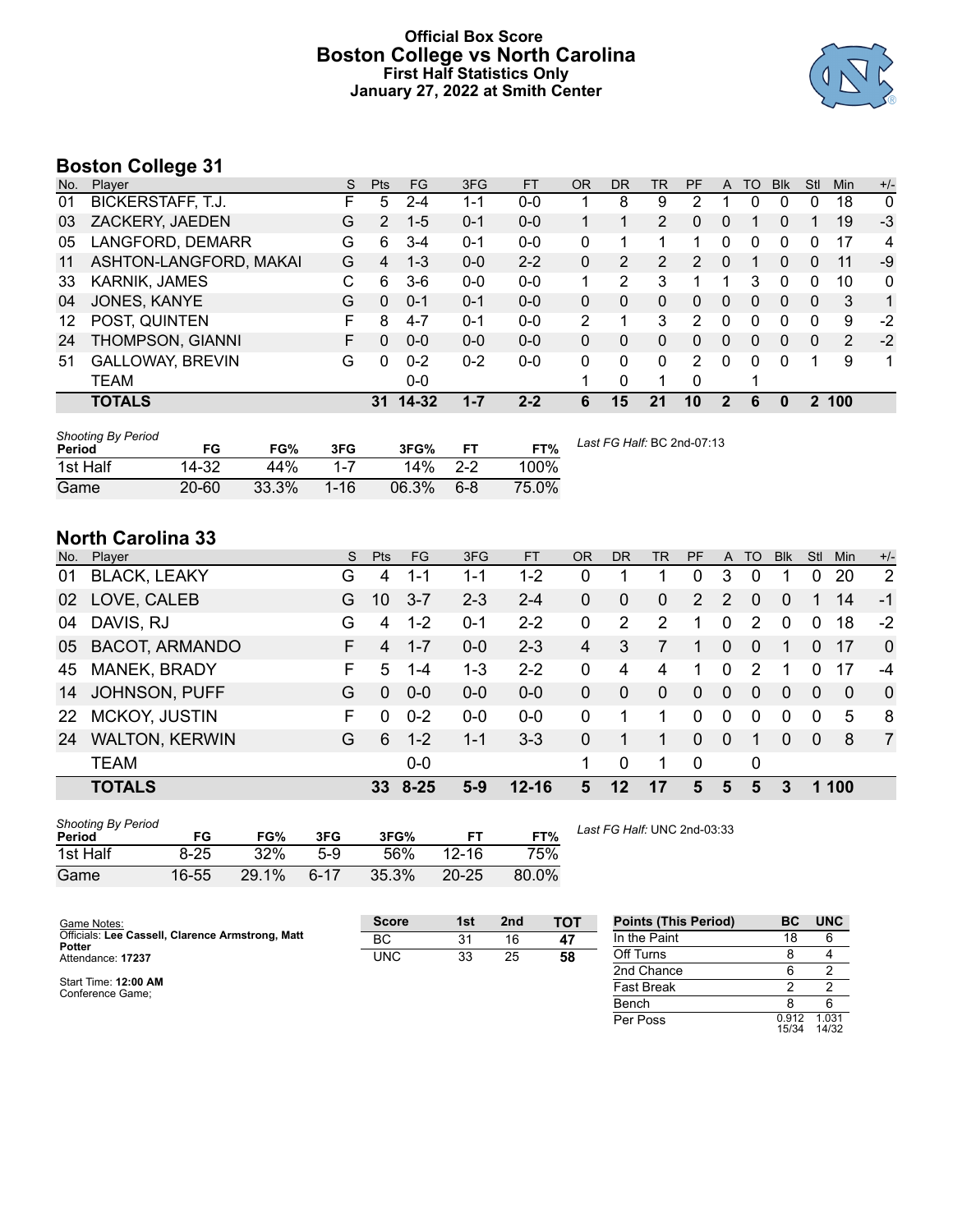# Official Box Score
## Boston College vs North Carolina
### First Half Statistics Only
### January 27, 2022 at Smith Center

## Boston College 31

| No. | Player | S | Pts | FG | 3FG | FT | OR | DR | TR | PF | A | TO | Blk | Stl | Min | +/- |
|---|---|---|---|---|---|---|---|---|---|---|---|---|---|---|---|---|
| 01 | BICKERSTAFF, T.J. | F | 5 | 2-4 | 1-1 | 0-0 | 1 | 8 | 9 | 2 | 1 | 0 | 0 | 0 | 18 | 0 |
| 03 | ZACKERY, JAEDEN | G | 2 | 1-5 | 0-1 | 0-0 | 1 | 1 | 2 | 0 | 0 | 1 | 0 | 1 | 19 | -3 |
| 05 | LANGFORD, DEMARR | G | 6 | 3-4 | 0-1 | 0-0 | 0 | 1 | 1 | 1 | 0 | 0 | 0 | 0 | 17 | 4 |
| 11 | ASHTON-LANGFORD, MAKAI | G | 4 | 1-3 | 0-0 | 2-2 | 0 | 2 | 2 | 2 | 0 | 1 | 0 | 0 | 11 | -9 |
| 33 | KARNIK, JAMES | C | 6 | 3-6 | 0-0 | 0-0 | 1 | 2 | 3 | 1 | 1 | 3 | 0 | 0 | 10 | 0 |
| 04 | JONES, KANYE | G | 0 | 0-1 | 0-1 | 0-0 | 0 | 0 | 0 | 0 | 0 | 0 | 0 | 0 | 3 | 1 |
| 12 | POST, QUINTEN | F | 8 | 4-7 | 0-1 | 0-0 | 2 | 1 | 3 | 2 | 0 | 0 | 0 | 0 | 9 | -2 |
| 24 | THOMPSON, GIANNI | F | 0 | 0-0 | 0-0 | 0-0 | 0 | 0 | 0 | 0 | 0 | 0 | 0 | 0 | 2 | -2 |
| 51 | GALLOWAY, BREVIN | G | 0 | 0-2 | 0-2 | 0-0 | 0 | 0 | 0 | 2 | 0 | 0 | 0 | 1 | 9 | 1 |
| | TEAM | | | 0-0 | | | 1 | 0 | 1 | 0 | | 1 | | | | |
| | **TOTALS** | | **31** | **14-32** | **1-7** | **2-2** | **6** | **15** | **21** | **10** | **2** | **6** | **0** | **2** | **100** | |

*Shooting By Period*

| Period | FG | FG% | 3FG | 3FG% | FT | FT% |
|---|---|---|---|---|---|---|
| 1st Half | 14-32 | 44% | 1-7 | 14% | 2-2 | 100% |
| Game | 20-60 | 33.3% | 1-16 | 06.3% | 6-8 | 75.0% |

*Last FG Half:* BC 2nd-07:13

## North Carolina 33

| No. | Player | S | Pts | FG | 3FG | FT | OR | DR | TR | PF | A | TO | Blk | Stl | Min | +/- |
|---|---|---|---|---|---|---|---|---|---|---|---|---|---|---|---|---|
| 01 | BLACK, LEAKY | G | 4 | 1-1 | 1-1 | 1-2 | 0 | 1 | 1 | 0 | 3 | 0 | 1 | 0 | 20 | 2 |
| 02 | LOVE, CALEB | G | 10 | 3-7 | 2-3 | 2-4 | 0 | 0 | 0 | 2 | 2 | 0 | 0 | 1 | 14 | -1 |
| 04 | DAVIS, RJ | G | 4 | 1-2 | 0-1 | 2-2 | 0 | 2 | 2 | 1 | 0 | 2 | 0 | 0 | 18 | -2 |
| 05 | BACOT, ARMANDO | F | 4 | 1-7 | 0-0 | 2-3 | 4 | 3 | 7 | 1 | 0 | 0 | 1 | 0 | 17 | 0 |
| 45 | MANEK, BRADY | F | 5 | 1-4 | 1-3 | 2-2 | 0 | 4 | 4 | 1 | 0 | 2 | 1 | 0 | 17 | -4 |
| 14 | JOHNSON, PUFF | G | 0 | 0-0 | 0-0 | 0-0 | 0 | 0 | 0 | 0 | 0 | 0 | 0 | 0 | 0 | 0 |
| 22 | MCKOY, JUSTIN | F | 0 | 0-2 | 0-0 | 0-0 | 0 | 1 | 1 | 0 | 0 | 0 | 0 | 0 | 5 | 8 |
| 24 | WALTON, KERWIN | G | 6 | 1-2 | 1-1 | 3-3 | 0 | 1 | 1 | 0 | 0 | 1 | 0 | 0 | 8 | 7 |
| | TEAM | | | 0-0 | | | 1 | 0 | 1 | 0 | | 0 | | | | |
| | **TOTALS** | | **33** | **8-25** | **5-9** | **12-16** | **5** | **12** | **17** | **5** | **5** | **5** | **3** | **1** | **100** | |

*Shooting By Period*

| Period | FG | FG% | 3FG | 3FG% | FT | FT% |
|---|---|---|---|---|---|---|
| 1st Half | 8-25 | 32% | 5-9 | 56% | 12-16 | 75% |
| Game | 16-55 | 29.1% | 6-17 | 35.3% | 20-25 | 80.0% |

*Last FG Half:* UNC 2nd-03:33

Game Notes:
Officials: **Lee Cassell, Clarence Armstrong, Matt Potter**
Attendance: **17237**

Start Time: **12:00 AM**
Conference Game;

| Score | 1st | 2nd | TOT |
|---|---|---|---|
| BC | 31 | 16 | **47** |
| UNC | 33 | 25 | **58** |

| Points (This Period) | BC | UNC |
|---|---|---|
| In the Paint | 18 | 6 |
| Off Turns | 8 | 4 |
| 2nd Chance | 6 | 2 |
| Fast Break | 2 | 2 |
| Bench | 8 | 6 |
| Per Poss | 0.912 15/34 | 1.031 14/32 |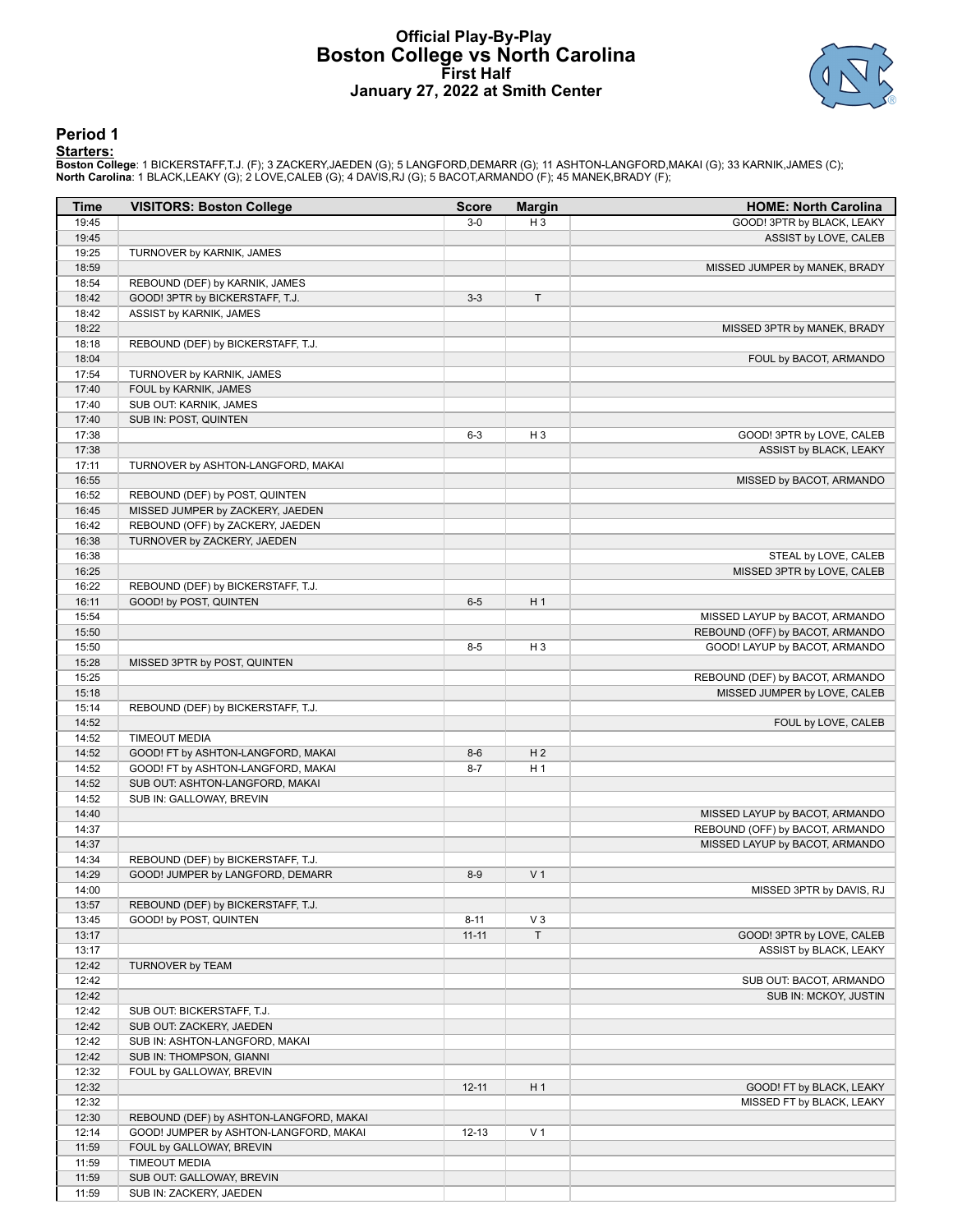# Official Play-By-Play
## Boston College vs North Carolina
### First Half
### January 27, 2022 at Smith Center

## Period 1

**Starters:**

**Boston College**: 1 BICKERSTAFF,T.J. (F); 3 ZACKERY,JAEDEN (G); 5 LANGFORD,DEMARR (G); 11 ASHTON-LANGFORD,MAKAI (G); 33 KARNIK,JAMES (C);
**North Carolina**: 1 BLACK,LEAKY (G); 2 LOVE,CALEB (G); 4 DAVIS,RJ (G); 5 BACOT,ARMANDO (F); 45 MANEK,BRADY (F);

| Time | VISITORS: Boston College | Score | Margin | HOME: North Carolina |
|---|---|---|---|---|
| 19:45 | | 3-0 | H 3 | GOOD! 3PTR by BLACK, LEAKY |
| 19:45 | | | | ASSIST by LOVE, CALEB |
| 19:25 | TURNOVER by KARNIK, JAMES | | | |
| 18:59 | | | | MISSED JUMPER by MANEK, BRADY |
| 18:54 | REBOUND (DEF) by KARNIK, JAMES | | | |
| 18:42 | GOOD! 3PTR by BICKERSTAFF, T.J. | 3-3 | T | |
| 18:42 | ASSIST by KARNIK, JAMES | | | |
| 18:22 | | | | MISSED 3PTR by MANEK, BRADY |
| 18:18 | REBOUND (DEF) by BICKERSTAFF, T.J. | | | |
| 18:04 | | | | FOUL by BACOT, ARMANDO |
| 17:54 | TURNOVER by KARNIK, JAMES | | | |
| 17:40 | FOUL by KARNIK, JAMES | | | |
| 17:40 | SUB OUT: KARNIK, JAMES | | | |
| 17:40 | SUB IN: POST, QUINTEN | | | |
| 17:38 | | 6-3 | H 3 | GOOD! 3PTR by LOVE, CALEB |
| 17:38 | | | | ASSIST by BLACK, LEAKY |
| 17:11 | TURNOVER by ASHTON-LANGFORD, MAKAI | | | |
| 16:55 | | | | MISSED by BACOT, ARMANDO |
| 16:52 | REBOUND (DEF) by POST, QUINTEN | | | |
| 16:45 | MISSED JUMPER by ZACKERY, JAEDEN | | | |
| 16:42 | REBOUND (OFF) by ZACKERY, JAEDEN | | | |
| 16:38 | TURNOVER by ZACKERY, JAEDEN | | | |
| 16:38 | | | | STEAL by LOVE, CALEB |
| 16:25 | | | | MISSED 3PTR by LOVE, CALEB |
| 16:22 | REBOUND (DEF) by BICKERSTAFF, T.J. | | | |
| 16:11 | GOOD! by POST, QUINTEN | 6-5 | H 1 | |
| 15:54 | | | | MISSED LAYUP by BACOT, ARMANDO |
| 15:50 | | | | REBOUND (OFF) by BACOT, ARMANDO |
| 15:50 | | 8-5 | H 3 | GOOD! LAYUP by BACOT, ARMANDO |
| 15:28 | MISSED 3PTR by POST, QUINTEN | | | |
| 15:25 | | | | REBOUND (DEF) by BACOT, ARMANDO |
| 15:18 | | | | MISSED JUMPER by LOVE, CALEB |
| 15:14 | REBOUND (DEF) by BICKERSTAFF, T.J. | | | |
| 14:52 | | | | FOUL by LOVE, CALEB |
| 14:52 | TIMEOUT MEDIA | | | |
| 14:52 | GOOD! FT by ASHTON-LANGFORD, MAKAI | 8-6 | H 2 | |
| 14:52 | GOOD! FT by ASHTON-LANGFORD, MAKAI | 8-7 | H 1 | |
| 14:52 | SUB OUT: ASHTON-LANGFORD, MAKAI | | | |
| 14:52 | SUB IN: GALLOWAY, BREVIN | | | |
| 14:40 | | | | MISSED LAYUP by BACOT, ARMANDO |
| 14:37 | | | | REBOUND (OFF) by BACOT, ARMANDO |
| 14:37 | | | | MISSED LAYUP by BACOT, ARMANDO |
| 14:34 | REBOUND (DEF) by BICKERSTAFF, T.J. | | | |
| 14:29 | GOOD! JUMPER by LANGFORD, DEMARR | 8-9 | V 1 | |
| 14:00 | | | | MISSED 3PTR by DAVIS, RJ |
| 13:57 | REBOUND (DEF) by BICKERSTAFF, T.J. | | | |
| 13:45 | GOOD! by POST, QUINTEN | 8-11 | V 3 | |
| 13:17 | | 11-11 | T | GOOD! 3PTR by LOVE, CALEB |
| 13:17 | | | | ASSIST by BLACK, LEAKY |
| 12:42 | TURNOVER by TEAM | | | |
| 12:42 | | | | SUB OUT: BACOT, ARMANDO |
| 12:42 | | | | SUB IN: MCKOY, JUSTIN |
| 12:42 | SUB OUT: BICKERSTAFF, T.J. | | | |
| 12:42 | SUB OUT: ZACKERY, JAEDEN | | | |
| 12:42 | SUB IN: ASHTON-LANGFORD, MAKAI | | | |
| 12:42 | SUB IN: THOMPSON, GIANNI | | | |
| 12:32 | FOUL by GALLOWAY, BREVIN | | | |
| 12:32 | | 12-11 | H 1 | GOOD! FT by BLACK, LEAKY |
| 12:32 | | | | MISSED FT by BLACK, LEAKY |
| 12:30 | REBOUND (DEF) by ASHTON-LANGFORD, MAKAI | | | |
| 12:14 | GOOD! JUMPER by ASHTON-LANGFORD, MAKAI | 12-13 | V 1 | |
| 11:59 | FOUL by GALLOWAY, BREVIN | | | |
| 11:59 | TIMEOUT MEDIA | | | |
| 11:59 | SUB OUT: GALLOWAY, BREVIN | | | |
| 11:59 | SUB IN: ZACKERY, JAEDEN | | | |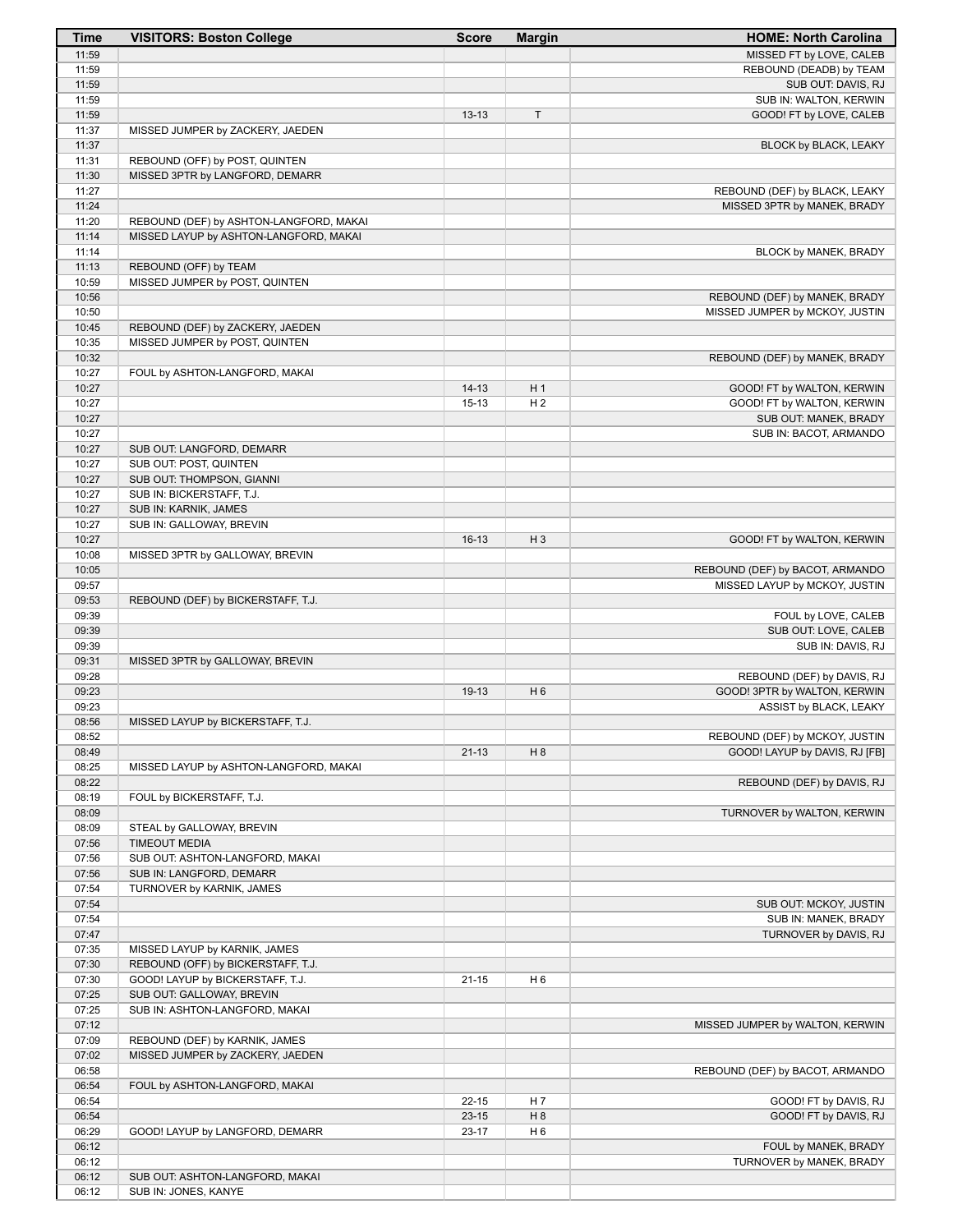| Time | VISITORS: Boston College | Score | Margin | HOME: North Carolina |
|---|---|---|---|---|
| 11:59 | | | | MISSED FT by LOVE, CALEB |
| 11:59 | | | | REBOUND (DEADB) by TEAM |
| 11:59 | | | | SUB OUT: DAVIS, RJ |
| 11:59 | | | | SUB IN: WALTON, KERWIN |
| 11:59 | | 13-13 | T | GOOD! FT by LOVE, CALEB |
| 11:37 | MISSED JUMPER by ZACKERY, JAEDEN | | | |
| 11:37 | | | | BLOCK by BLACK, LEAKY |
| 11:31 | REBOUND (OFF) by POST, QUINTEN | | | |
| 11:30 | MISSED 3PTR by LANGFORD, DEMARR | | | |
| 11:27 | | | | REBOUND (DEF) by BLACK, LEAKY |
| 11:24 | | | | MISSED 3PTR by MANEK, BRADY |
| 11:20 | REBOUND (DEF) by ASHTON-LANGFORD, MAKAI | | | |
| 11:14 | MISSED LAYUP by ASHTON-LANGFORD, MAKAI | | | |
| 11:14 | | | | BLOCK by MANEK, BRADY |
| 11:13 | REBOUND (OFF) by TEAM | | | |
| 10:59 | MISSED JUMPER by POST, QUINTEN | | | |
| 10:56 | | | | REBOUND (DEF) by MANEK, BRADY |
| 10:50 | | | | MISSED JUMPER by MCKOY, JUSTIN |
| 10:45 | REBOUND (DEF) by ZACKERY, JAEDEN | | | |
| 10:35 | MISSED JUMPER by POST, QUINTEN | | | |
| 10:32 | | | | REBOUND (DEF) by MANEK, BRADY |
| 10:27 | FOUL by ASHTON-LANGFORD, MAKAI | | | |
| 10:27 | | 14-13 | H 1 | GOOD! FT by WALTON, KERWIN |
| 10:27 | | 15-13 | H 2 | GOOD! FT by WALTON, KERWIN |
| 10:27 | | | | SUB OUT: MANEK, BRADY |
| 10:27 | | | | SUB IN: BACOT, ARMANDO |
| 10:27 | SUB OUT: LANGFORD, DEMARR | | | |
| 10:27 | SUB OUT: POST, QUINTEN | | | |
| 10:27 | SUB OUT: THOMPSON, GIANNI | | | |
| 10:27 | SUB IN: BICKERSTAFF, T.J. | | | |
| 10:27 | SUB IN: KARNIK, JAMES | | | |
| 10:27 | SUB IN: GALLOWAY, BREVIN | | | |
| 10:27 | | 16-13 | H 3 | GOOD! FT by WALTON, KERWIN |
| 10:08 | MISSED 3PTR by GALLOWAY, BREVIN | | | |
| 10:05 | | | | REBOUND (DEF) by BACOT, ARMANDO |
| 09:57 | | | | MISSED LAYUP by MCKOY, JUSTIN |
| 09:53 | REBOUND (DEF) by BICKERSTAFF, T.J. | | | |
| 09:39 | | | | FOUL by LOVE, CALEB |
| 09:39 | | | | SUB OUT: LOVE, CALEB |
| 09:39 | | | | SUB IN: DAVIS, RJ |
| 09:31 | MISSED 3PTR by GALLOWAY, BREVIN | | | |
| 09:28 | | | | REBOUND (DEF) by DAVIS, RJ |
| 09:23 | | 19-13 | H 6 | GOOD! 3PTR by WALTON, KERWIN |
| 09:23 | | | | ASSIST by BLACK, LEAKY |
| 08:56 | MISSED LAYUP by BICKERSTAFF, T.J. | | | |
| 08:52 | | | | REBOUND (DEF) by MCKOY, JUSTIN |
| 08:49 | | 21-13 | H 8 | GOOD! LAYUP by DAVIS, RJ [FB] |
| 08:25 | MISSED LAYUP by ASHTON-LANGFORD, MAKAI | | | |
| 08:22 | | | | REBOUND (DEF) by DAVIS, RJ |
| 08:19 | FOUL by BICKERSTAFF, T.J. | | | |
| 08:09 | | | | TURNOVER by WALTON, KERWIN |
| 08:09 | STEAL by GALLOWAY, BREVIN | | | |
| 07:56 | TIMEOUT MEDIA | | | |
| 07:56 | SUB OUT: ASHTON-LANGFORD, MAKAI | | | |
| 07:56 | SUB IN: LANGFORD, DEMARR | | | |
| 07:54 | TURNOVER by KARNIK, JAMES | | | |
| 07:54 | | | | SUB OUT: MCKOY, JUSTIN |
| 07:54 | | | | SUB IN: MANEK, BRADY |
| 07:47 | | | | TURNOVER by DAVIS, RJ |
| 07:35 | MISSED LAYUP by KARNIK, JAMES | | | |
| 07:30 | REBOUND (OFF) by BICKERSTAFF, T.J. | | | |
| 07:30 | GOOD! LAYUP by BICKERSTAFF, T.J. | 21-15 | H 6 | |
| 07:25 | SUB OUT: GALLOWAY, BREVIN | | | |
| 07:25 | SUB IN: ASHTON-LANGFORD, MAKAI | | | |
| 07:12 | | | | MISSED JUMPER by WALTON, KERWIN |
| 07:09 | REBOUND (DEF) by KARNIK, JAMES | | | |
| 07:02 | MISSED JUMPER by ZACKERY, JAEDEN | | | |
| 06:58 | | | | REBOUND (DEF) by BACOT, ARMANDO |
| 06:54 | FOUL by ASHTON-LANGFORD, MAKAI | | | |
| 06:54 | | 22-15 | H 7 | GOOD! FT by DAVIS, RJ |
| 06:54 | | 23-15 | H 8 | GOOD! FT by DAVIS, RJ |
| 06:29 | GOOD! LAYUP by LANGFORD, DEMARR | 23-17 | H 6 | |
| 06:12 | | | | FOUL by MANEK, BRADY |
| 06:12 | | | | TURNOVER by MANEK, BRADY |
| 06:12 | SUB OUT: ASHTON-LANGFORD, MAKAI | | | |
| 06:12 | SUB IN: JONES, KANYE | | | |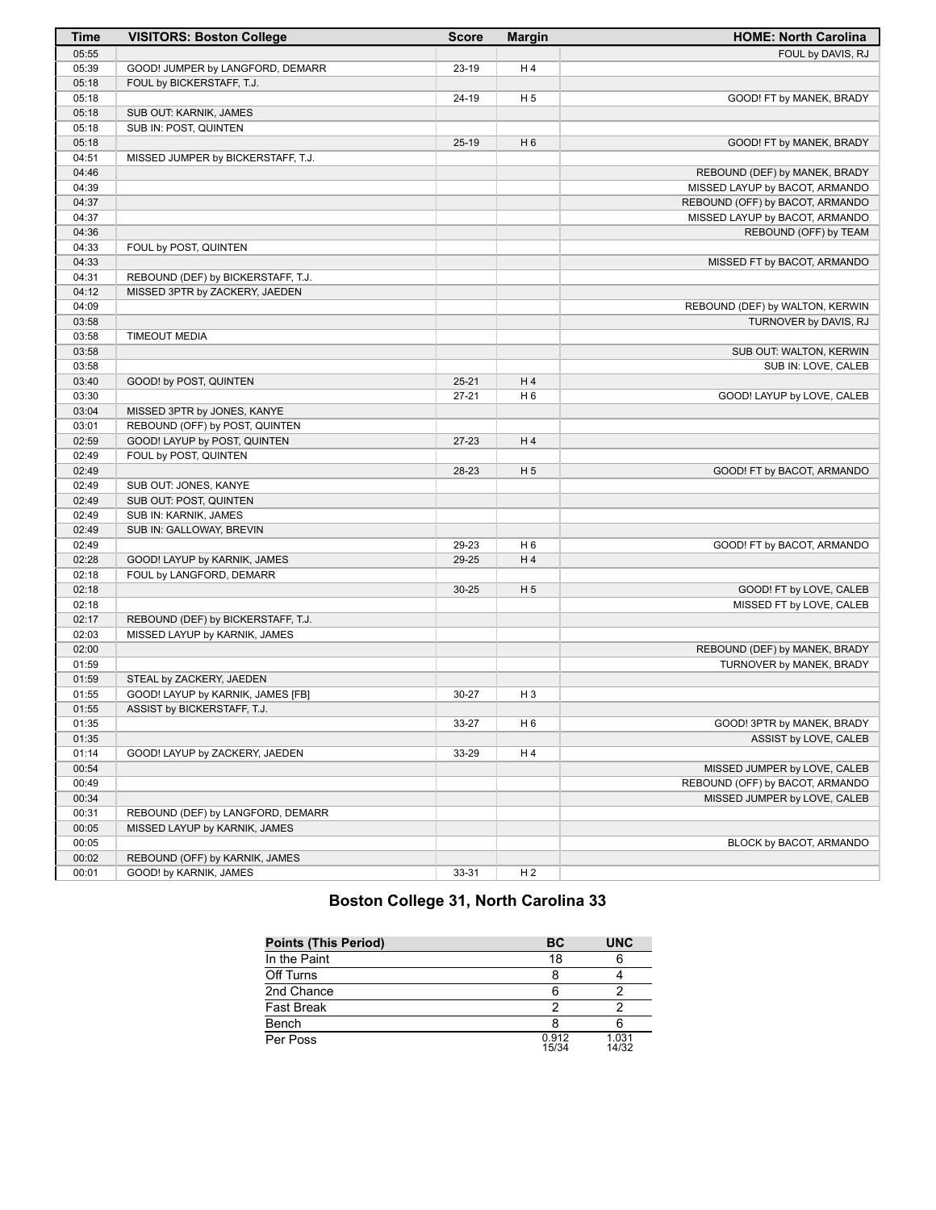| Time | VISITORS: Boston College | Score | Margin | HOME: North Carolina |
|---|---|---|---|---|
| 05:55 | | | | FOUL by DAVIS, RJ |
| 05:39 | GOOD! JUMPER by LANGFORD, DEMARR | 23-19 | H 4 | |
| 05:18 | FOUL by BICKERSTAFF, T.J. | | | |
| 05:18 | | 24-19 | H 5 | GOOD! FT by MANEK, BRADY |
| 05:18 | SUB OUT: KARNIK, JAMES | | | |
| 05:18 | SUB IN: POST, QUINTEN | | | |
| 05:18 | | 25-19 | H 6 | GOOD! FT by MANEK, BRADY |
| 04:51 | MISSED JUMPER by BICKERSTAFF, T.J. | | | |
| 04:46 | | | | REBOUND (DEF) by MANEK, BRADY |
| 04:39 | | | | MISSED LAYUP by BACOT, ARMANDO |
| 04:37 | | | | REBOUND (OFF) by BACOT, ARMANDO |
| 04:37 | | | | MISSED LAYUP by BACOT, ARMANDO |
| 04:36 | | | | REBOUND (OFF) by TEAM |
| 04:33 | FOUL by POST, QUINTEN | | | |
| 04:33 | | | | MISSED FT by BACOT, ARMANDO |
| 04:31 | REBOUND (DEF) by BICKERSTAFF, T.J. | | | |
| 04:12 | MISSED 3PTR by ZACKERY, JAEDEN | | | |
| 04:09 | | | | REBOUND (DEF) by WALTON, KERWIN |
| 03:58 | | | | TURNOVER by DAVIS, RJ |
| 03:58 | TIMEOUT MEDIA | | | |
| 03:58 | | | | SUB OUT: WALTON, KERWIN |
| 03:58 | | | | SUB IN: LOVE, CALEB |
| 03:40 | GOOD! by POST, QUINTEN | 25-21 | H 4 | |
| 03:30 | | 27-21 | H 6 | GOOD! LAYUP by LOVE, CALEB |
| 03:04 | MISSED 3PTR by JONES, KANYE | | | |
| 03:01 | REBOUND (OFF) by POST, QUINTEN | | | |
| 02:59 | GOOD! LAYUP by POST, QUINTEN | 27-23 | H 4 | |
| 02:49 | FOUL by POST, QUINTEN | | | |
| 02:49 | | 28-23 | H 5 | GOOD! FT by BACOT, ARMANDO |
| 02:49 | SUB OUT: JONES, KANYE | | | |
| 02:49 | SUB OUT: POST, QUINTEN | | | |
| 02:49 | SUB IN: KARNIK, JAMES | | | |
| 02:49 | SUB IN: GALLOWAY, BREVIN | | | |
| 02:49 | | 29-23 | H 6 | GOOD! FT by BACOT, ARMANDO |
| 02:28 | GOOD! LAYUP by KARNIK, JAMES | 29-25 | H 4 | |
| 02:18 | FOUL by LANGFORD, DEMARR | | | |
| 02:18 | | 30-25 | H 5 | GOOD! FT by LOVE, CALEB |
| 02:18 | | | | MISSED FT by LOVE, CALEB |
| 02:17 | REBOUND (DEF) by BICKERSTAFF, T.J. | | | |
| 02:03 | MISSED LAYUP by KARNIK, JAMES | | | |
| 02:00 | | | | REBOUND (DEF) by MANEK, BRADY |
| 01:59 | | | | TURNOVER by MANEK, BRADY |
| 01:59 | STEAL by ZACKERY, JAEDEN | | | |
| 01:55 | GOOD! LAYUP by KARNIK, JAMES [FB] | 30-27 | H 3 | |
| 01:55 | ASSIST by BICKERSTAFF, T.J. | | | |
| 01:35 | | 33-27 | H 6 | GOOD! 3PTR by MANEK, BRADY |
| 01:35 | | | | ASSIST by LOVE, CALEB |
| 01:14 | GOOD! LAYUP by ZACKERY, JAEDEN | 33-29 | H 4 | |
| 00:54 | | | | MISSED JUMPER by LOVE, CALEB |
| 00:49 | | | | REBOUND (OFF) by BACOT, ARMANDO |
| 00:34 | | | | MISSED JUMPER by LOVE, CALEB |
| 00:31 | REBOUND (DEF) by LANGFORD, DEMARR | | | |
| 00:05 | MISSED LAYUP by KARNIK, JAMES | | | |
| 00:05 | | | | BLOCK by BACOT, ARMANDO |
| 00:02 | REBOUND (OFF) by KARNIK, JAMES | | | |
| 00:01 | GOOD! by KARNIK, JAMES | 33-31 | H 2 | |

## Boston College 31, North Carolina 33

| Points (This Period) | BC | UNC |
|---|---|---|
| In the Paint | 18 | 6 |
| Off Turns | 8 | 4 |
| 2nd Chance | 6 | 2 |
| Fast Break | 2 | 2 |
| Bench | 8 | 6 |
| Per Poss | 0.912 15/34 | 1.031 14/32 |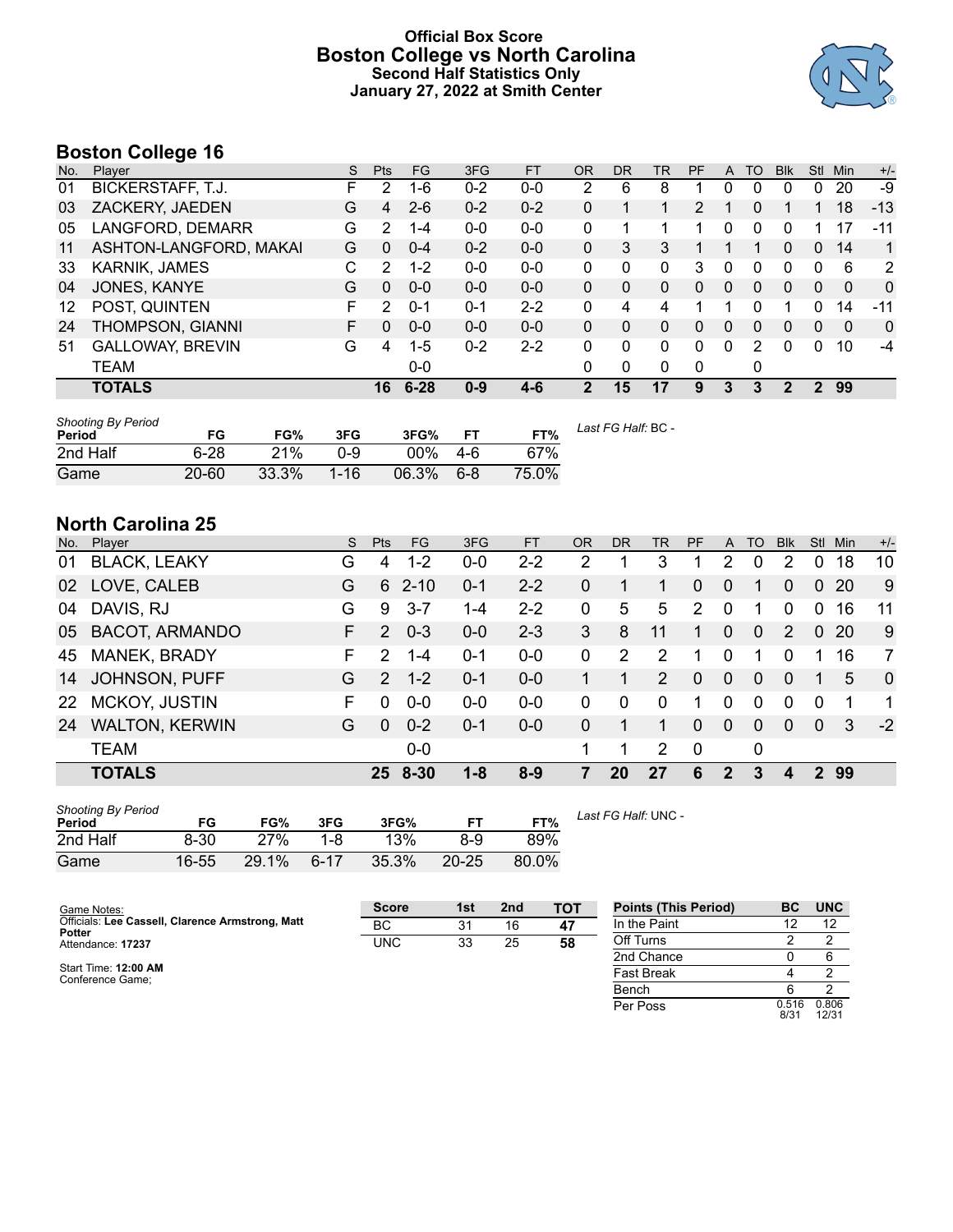# Official Box Score
## Boston College vs North Carolina
### Second Half Statistics Only
### January 27, 2022 at Smith Center

## Boston College 16

| No. | Player | S | Pts | FG | 3FG | FT | OR | DR | TR | PF | A | TO | Blk | Stl | Min | +/- |
|---|---|---|---|---|---|---|---|---|---|---|---|---|---|---|---|---|
| 01 | BICKERSTAFF, T.J. | F | 2 | 1-6 | 0-2 | 0-0 | 2 | 6 | 8 | 1 | 0 | 0 | 0 | 0 | 20 | -9 |
| 03 | ZACKERY, JAEDEN | G | 4 | 2-6 | 0-2 | 0-2 | 0 | 1 | 1 | 2 | 1 | 0 | 1 | 1 | 18 | -13 |
| 05 | LANGFORD, DEMARR | G | 2 | 1-4 | 0-0 | 0-0 | 0 | 1 | 1 | 1 | 0 | 0 | 0 | 1 | 17 | -11 |
| 11 | ASHTON-LANGFORD, MAKAI | G | 0 | 0-4 | 0-2 | 0-0 | 0 | 3 | 3 | 1 | 1 | 1 | 0 | 0 | 14 | 1 |
| 33 | KARNIK, JAMES | C | 2 | 1-2 | 0-0 | 0-0 | 0 | 0 | 0 | 3 | 0 | 0 | 0 | 0 | 6 | 2 |
| 04 | JONES, KANYE | G | 0 | 0-0 | 0-0 | 0-0 | 0 | 0 | 0 | 0 | 0 | 0 | 0 | 0 | 0 | 0 |
| 12 | POST, QUINTEN | F | 2 | 0-1 | 0-1 | 2-2 | 0 | 4 | 4 | 1 | 1 | 0 | 1 | 0 | 14 | -11 |
| 24 | THOMPSON, GIANNI | F | 0 | 0-0 | 0-0 | 0-0 | 0 | 0 | 0 | 0 | 0 | 0 | 0 | 0 | 0 | 0 |
| 51 | GALLOWAY, BREVIN | G | 4 | 1-5 | 0-2 | 2-2 | 0 | 0 | 0 | 0 | 0 | 2 | 0 | 0 | 10 | -4 |
| | TEAM | | | 0-0 | | | 0 | 0 | 0 | 0 | | 0 | | | | |
| | **TOTALS** | | **16** | **6-28** | **0-9** | **4-6** | **2** | **15** | **17** | **9** | **3** | **3** | **2** | **2** | **99** | |

*Shooting By Period*

| Period | FG | FG% | 3FG | 3FG% | FT | FT% |
|---|---|---|---|---|---|---|
| 2nd Half | 6-28 | 21% | 0-9 | 00% | 4-6 | 67% |
| Game | 20-60 | 33.3% | 1-16 | 06.3% | 6-8 | 75.0% |

*Last FG Half:* BC -

## North Carolina 25

| No. | Player | S | Pts | FG | 3FG | FT | OR | DR | TR | PF | A | TO | Blk | Stl | Min | +/- |
|---|---|---|---|---|---|---|---|---|---|---|---|---|---|---|---|---|
| 01 | BLACK, LEAKY | G | 4 | 1-2 | 0-0 | 2-2 | 2 | 1 | 3 | 1 | 2 | 0 | 2 | 0 | 18 | 10 |
| 02 | LOVE, CALEB | G | 6 | 2-10 | 0-1 | 2-2 | 0 | 1 | 1 | 0 | 0 | 1 | 0 | 0 | 20 | 9 |
| 04 | DAVIS, RJ | G | 9 | 3-7 | 1-4 | 2-2 | 0 | 5 | 5 | 2 | 0 | 1 | 0 | 0 | 16 | 11 |
| 05 | BACOT, ARMANDO | F | 2 | 0-3 | 0-0 | 2-3 | 3 | 8 | 11 | 1 | 0 | 0 | 2 | 0 | 20 | 9 |
| 45 | MANEK, BRADY | F | 2 | 1-4 | 0-1 | 0-0 | 0 | 2 | 2 | 1 | 0 | 1 | 0 | 1 | 16 | 7 |
| 14 | JOHNSON, PUFF | G | 2 | 1-2 | 0-1 | 0-0 | 1 | 1 | 2 | 0 | 0 | 0 | 0 | 1 | 5 | 0 |
| 22 | MCKOY, JUSTIN | F | 0 | 0-0 | 0-0 | 0-0 | 0 | 0 | 0 | 1 | 0 | 0 | 0 | 0 | 1 | 1 |
| 24 | WALTON, KERWIN | G | 0 | 0-2 | 0-1 | 0-0 | 0 | 1 | 1 | 0 | 0 | 0 | 0 | 0 | 3 | -2 |
| | TEAM | | | 0-0 | | | 1 | 1 | 2 | 0 | | 0 | | | | |
| | **TOTALS** | | **25** | **8-30** | **1-8** | **8-9** | **7** | **20** | **27** | **6** | **2** | **3** | **4** | **2** | **99** | |

*Shooting By Period*

| Period | FG | FG% | 3FG | 3FG% | FT | FT% |
|---|---|---|---|---|---|---|
| 2nd Half | 8-30 | 27% | 1-8 | 13% | 8-9 | 89% |
| Game | 16-55 | 29.1% | 6-17 | 35.3% | 20-25 | 80.0% |

*Last FG Half:* UNC -

Game Notes:
Officials: **Lee Cassell, Clarence Armstrong, Matt Potter**
Attendance: **17237**

Start Time: **12:00 AM**
Conference Game;

| Score | 1st | 2nd | TOT |
|---|---|---|---|
| BC | 31 | 16 | **47** |
| UNC | 33 | 25 | **58** |

| Points (This Period) | BC | UNC |
|---|---|---|
| In the Paint | 12 | 12 |
| Off Turns | 2 | 2 |
| 2nd Chance | 0 | 6 |
| Fast Break | 4 | 2 |
| Bench | 6 | 2 |
| Per Poss | 0.516 8/31 | 0.806 12/31 |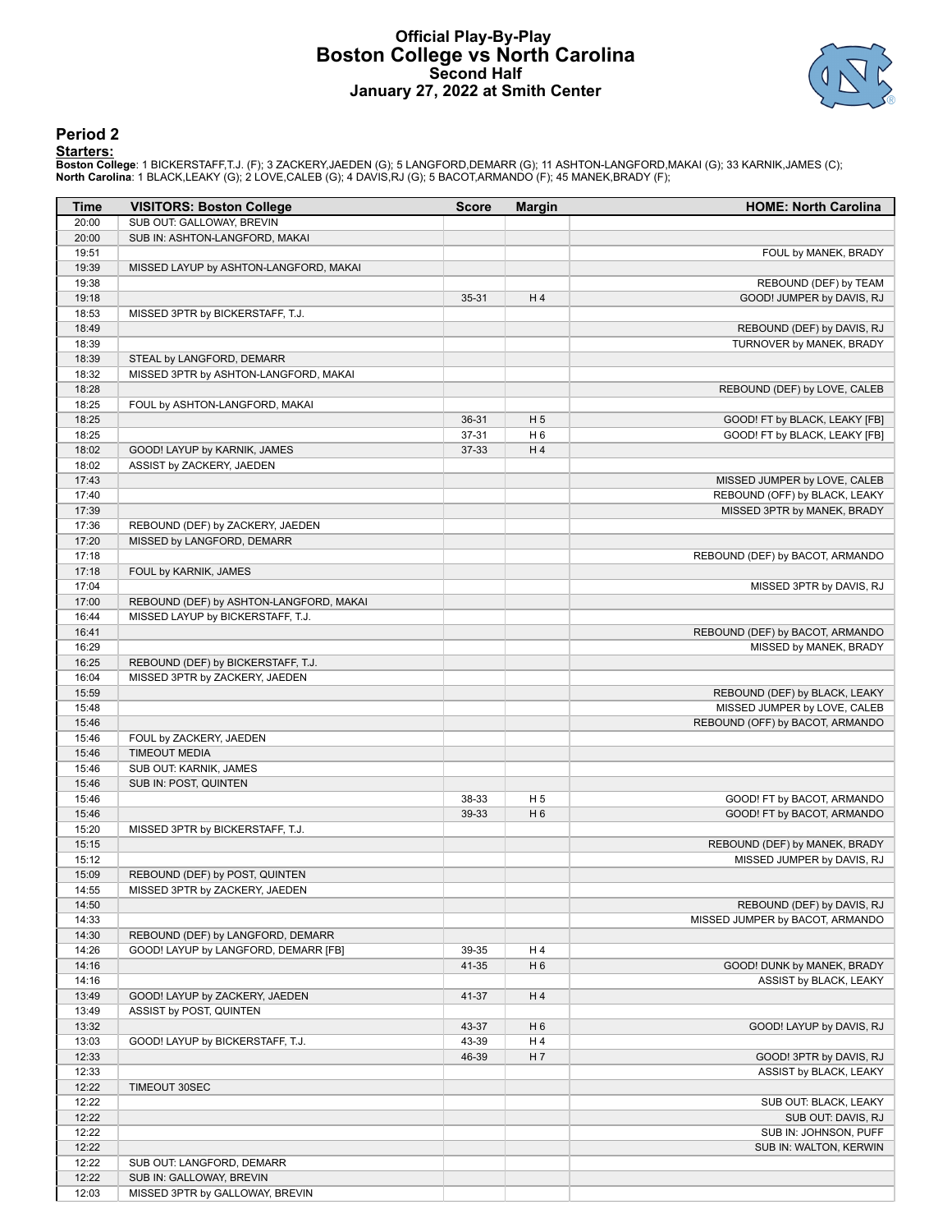# Official Play-By-Play
# Boston College vs North Carolina
## Second Half
### January 27, 2022 at Smith Center

## Period 2

**Starters:**

**Boston College**: 1 BICKERSTAFF,T.J. (F); 3 ZACKERY,JAEDEN (G); 5 LANGFORD,DEMARR (G); 11 ASHTON-LANGFORD,MAKAI (G); 33 KARNIK,JAMES (C);
**North Carolina**: 1 BLACK,LEAKY (G); 2 LOVE,CALEB (G); 4 DAVIS,RJ (G); 5 BACOT,ARMANDO (F); 45 MANEK,BRADY (F);

| Time | VISITORS: Boston College | Score | Margin | HOME: North Carolina |
|---|---|---|---|---|
| 20:00 | SUB OUT: GALLOWAY, BREVIN | | | |
| 20:00 | SUB IN: ASHTON-LANGFORD, MAKAI | | | |
| 19:51 | | | | FOUL by MANEK, BRADY |
| 19:39 | MISSED LAYUP by ASHTON-LANGFORD, MAKAI | | | |
| 19:38 | | | | REBOUND (DEF) by TEAM |
| 19:18 | | 35-31 | H 4 | GOOD! JUMPER by DAVIS, RJ |
| 18:53 | MISSED 3PTR by BICKERSTAFF, T.J. | | | |
| 18:49 | | | | REBOUND (DEF) by DAVIS, RJ |
| 18:39 | | | | TURNOVER by MANEK, BRADY |
| 18:39 | STEAL by LANGFORD, DEMARR | | | |
| 18:32 | MISSED 3PTR by ASHTON-LANGFORD, MAKAI | | | |
| 18:28 | | | | REBOUND (DEF) by LOVE, CALEB |
| 18:25 | FOUL by ASHTON-LANGFORD, MAKAI | | | |
| 18:25 | | 36-31 | H 5 | GOOD! FT by BLACK, LEAKY [FB] |
| 18:25 | | 37-31 | H 6 | GOOD! FT by BLACK, LEAKY [FB] |
| 18:02 | GOOD! LAYUP by KARNIK, JAMES | 37-33 | H 4 | |
| 18:02 | ASSIST by ZACKERY, JAEDEN | | | |
| 17:43 | | | | MISSED JUMPER by LOVE, CALEB |
| 17:40 | | | | REBOUND (OFF) by BLACK, LEAKY |
| 17:39 | | | | MISSED 3PTR by MANEK, BRADY |
| 17:36 | REBOUND (DEF) by ZACKERY, JAEDEN | | | |
| 17:20 | MISSED by LANGFORD, DEMARR | | | |
| 17:18 | | | | REBOUND (DEF) by BACOT, ARMANDO |
| 17:18 | FOUL by KARNIK, JAMES | | | |
| 17:04 | | | | MISSED 3PTR by DAVIS, RJ |
| 17:00 | REBOUND (DEF) by ASHTON-LANGFORD, MAKAI | | | |
| 16:44 | MISSED LAYUP by BICKERSTAFF, T.J. | | | |
| 16:41 | | | | REBOUND (DEF) by BACOT, ARMANDO |
| 16:29 | | | | MISSED by MANEK, BRADY |
| 16:25 | REBOUND (DEF) by BICKERSTAFF, T.J. | | | |
| 16:04 | MISSED 3PTR by ZACKERY, JAEDEN | | | |
| 15:59 | | | | REBOUND (DEF) by BLACK, LEAKY |
| 15:48 | | | | MISSED JUMPER by LOVE, CALEB |
| 15:46 | | | | REBOUND (OFF) by BACOT, ARMANDO |
| 15:46 | FOUL by ZACKERY, JAEDEN | | | |
| 15:46 | TIMEOUT MEDIA | | | |
| 15:46 | SUB OUT: KARNIK, JAMES | | | |
| 15:46 | SUB IN: POST, QUINTEN | | | |
| 15:46 | | 38-33 | H 5 | GOOD! FT by BACOT, ARMANDO |
| 15:46 | | 39-33 | H 6 | GOOD! FT by BACOT, ARMANDO |
| 15:20 | MISSED 3PTR by BICKERSTAFF, T.J. | | | |
| 15:15 | | | | REBOUND (DEF) by MANEK, BRADY |
| 15:12 | | | | MISSED JUMPER by DAVIS, RJ |
| 15:09 | REBOUND (DEF) by POST, QUINTEN | | | |
| 14:55 | MISSED 3PTR by ZACKERY, JAEDEN | | | |
| 14:50 | | | | REBOUND (DEF) by DAVIS, RJ |
| 14:33 | | | | MISSED JUMPER by BACOT, ARMANDO |
| 14:30 | REBOUND (DEF) by LANGFORD, DEMARR | | | |
| 14:26 | GOOD! LAYUP by LANGFORD, DEMARR [FB] | 39-35 | H 4 | |
| 14:16 | | 41-35 | H 6 | GOOD! DUNK by MANEK, BRADY |
| 14:16 | | | | ASSIST by BLACK, LEAKY |
| 13:49 | GOOD! LAYUP by ZACKERY, JAEDEN | 41-37 | H 4 | |
| 13:49 | ASSIST by POST, QUINTEN | | | |
| 13:32 | | 43-37 | H 6 | GOOD! LAYUP by DAVIS, RJ |
| 13:03 | GOOD! LAYUP by BICKERSTAFF, T.J. | 43-39 | H 4 | |
| 12:33 | | 46-39 | H 7 | GOOD! 3PTR by DAVIS, RJ |
| 12:33 | | | | ASSIST by BLACK, LEAKY |
| 12:22 | TIMEOUT 30SEC | | | |
| 12:22 | | | | SUB OUT: BLACK, LEAKY |
| 12:22 | | | | SUB OUT: DAVIS, RJ |
| 12:22 | | | | SUB IN: JOHNSON, PUFF |
| 12:22 | | | | SUB IN: WALTON, KERWIN |
| 12:22 | SUB OUT: LANGFORD, DEMARR | | | |
| 12:22 | SUB IN: GALLOWAY, BREVIN | | | |
| 12:03 | MISSED 3PTR by GALLOWAY, BREVIN | | | |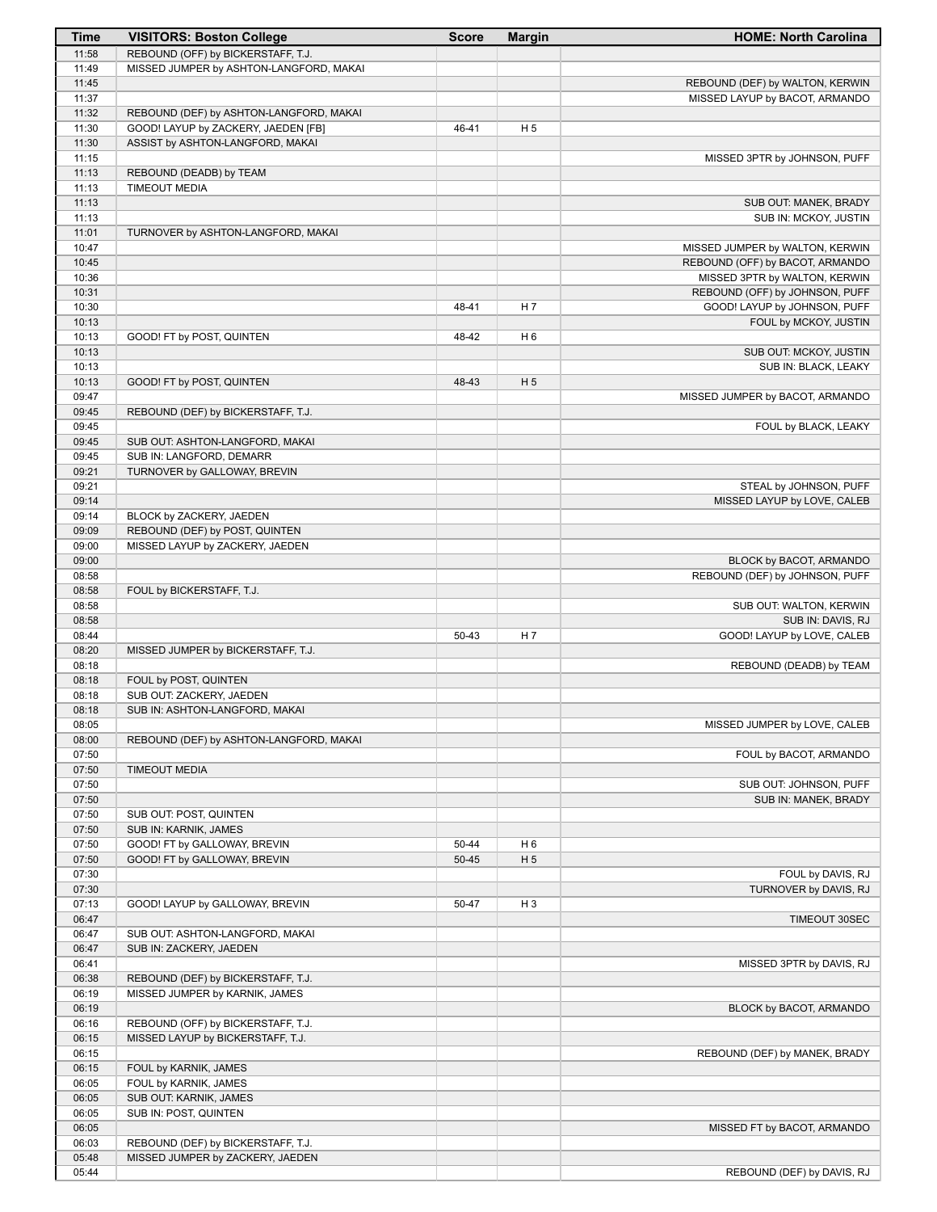| Time | VISITORS: Boston College | Score | Margin | HOME: North Carolina |
|---|---|---|---|---|
| 11:58 | REBOUND (OFF) by BICKERSTAFF, T.J. | | | |
| 11:49 | MISSED JUMPER by ASHTON-LANGFORD, MAKAI | | | |
| 11:45 | | | | REBOUND (DEF) by WALTON, KERWIN |
| 11:37 | | | | MISSED LAYUP by BACOT, ARMANDO |
| 11:32 | REBOUND (DEF) by ASHTON-LANGFORD, MAKAI | | | |
| 11:30 | GOOD! LAYUP by ZACKERY, JAEDEN [FB] | 46-41 | H 5 | |
| 11:30 | ASSIST by ASHTON-LANGFORD, MAKAI | | | |
| 11:15 | | | | MISSED 3PTR by JOHNSON, PUFF |
| 11:13 | REBOUND (DEADB) by TEAM | | | |
| 11:13 | TIMEOUT MEDIA | | | |
| 11:13 | | | | SUB OUT: MANEK, BRADY |
| 11:13 | | | | SUB IN: MCKOY, JUSTIN |
| 11:01 | TURNOVER by ASHTON-LANGFORD, MAKAI | | | |
| 10:47 | | | | MISSED JUMPER by WALTON, KERWIN |
| 10:45 | | | | REBOUND (OFF) by BACOT, ARMANDO |
| 10:36 | | | | MISSED 3PTR by WALTON, KERWIN |
| 10:31 | | | | REBOUND (OFF) by JOHNSON, PUFF |
| 10:30 | | 48-41 | H 7 | GOOD! LAYUP by JOHNSON, PUFF |
| 10:13 | | | | FOUL by MCKOY, JUSTIN |
| 10:13 | GOOD! FT by POST, QUINTEN | 48-42 | H 6 | |
| 10:13 | | | | SUB OUT: MCKOY, JUSTIN |
| 10:13 | | | | SUB IN: BLACK, LEAKY |
| 10:13 | GOOD! FT by POST, QUINTEN | 48-43 | H 5 | |
| 09:47 | | | | MISSED JUMPER by BACOT, ARMANDO |
| 09:45 | REBOUND (DEF) by BICKERSTAFF, T.J. | | | |
| 09:45 | | | | FOUL by BLACK, LEAKY |
| 09:45 | SUB OUT: ASHTON-LANGFORD, MAKAI | | | |
| 09:45 | SUB IN: LANGFORD, DEMARR | | | |
| 09:21 | TURNOVER by GALLOWAY, BREVIN | | | |
| 09:21 | | | | STEAL by JOHNSON, PUFF |
| 09:14 | | | | MISSED LAYUP by LOVE, CALEB |
| 09:14 | BLOCK by ZACKERY, JAEDEN | | | |
| 09:09 | REBOUND (DEF) by POST, QUINTEN | | | |
| 09:00 | MISSED LAYUP by ZACKERY, JAEDEN | | | |
| 09:00 | | | | BLOCK by BACOT, ARMANDO |
| 08:58 | | | | REBOUND (DEF) by JOHNSON, PUFF |
| 08:58 | FOUL by BICKERSTAFF, T.J. | | | |
| 08:58 | | | | SUB OUT: WALTON, KERWIN |
| 08:58 | | | | SUB IN: DAVIS, RJ |
| 08:44 | | 50-43 | H 7 | GOOD! LAYUP by LOVE, CALEB |
| 08:20 | MISSED JUMPER by BICKERSTAFF, T.J. | | | |
| 08:18 | | | | REBOUND (DEADB) by TEAM |
| 08:18 | FOUL by POST, QUINTEN | | | |
| 08:18 | SUB OUT: ZACKERY, JAEDEN | | | |
| 08:18 | SUB IN: ASHTON-LANGFORD, MAKAI | | | |
| 08:05 | | | | MISSED JUMPER by LOVE, CALEB |
| 08:00 | REBOUND (DEF) by ASHTON-LANGFORD, MAKAI | | | |
| 07:50 | | | | FOUL by BACOT, ARMANDO |
| 07:50 | TIMEOUT MEDIA | | | |
| 07:50 | | | | SUB OUT: JOHNSON, PUFF |
| 07:50 | | | | SUB IN: MANEK, BRADY |
| 07:50 | SUB OUT: POST, QUINTEN | | | |
| 07:50 | SUB IN: KARNIK, JAMES | | | |
| 07:50 | GOOD! FT by GALLOWAY, BREVIN | 50-44 | H 6 | |
| 07:50 | GOOD! FT by GALLOWAY, BREVIN | 50-45 | H 5 | |
| 07:30 | | | | FOUL by DAVIS, RJ |
| 07:30 | | | | TURNOVER by DAVIS, RJ |
| 07:13 | GOOD! LAYUP by GALLOWAY, BREVIN | 50-47 | H 3 | |
| 06:47 | | | | TIMEOUT 30SEC |
| 06:47 | SUB OUT: ASHTON-LANGFORD, MAKAI | | | |
| 06:47 | SUB IN: ZACKERY, JAEDEN | | | |
| 06:41 | | | | MISSED 3PTR by DAVIS, RJ |
| 06:38 | REBOUND (DEF) by BICKERSTAFF, T.J. | | | |
| 06:19 | MISSED JUMPER by KARNIK, JAMES | | | |
| 06:19 | | | | BLOCK by BACOT, ARMANDO |
| 06:16 | REBOUND (OFF) by BICKERSTAFF, T.J. | | | |
| 06:15 | MISSED LAYUP by BICKERSTAFF, T.J. | | | |
| 06:15 | | | | REBOUND (DEF) by MANEK, BRADY |
| 06:15 | FOUL by KARNIK, JAMES | | | |
| 06:05 | FOUL by KARNIK, JAMES | | | |
| 06:05 | SUB OUT: KARNIK, JAMES | | | |
| 06:05 | SUB IN: POST, QUINTEN | | | |
| 06:05 | | | | MISSED FT by BACOT, ARMANDO |
| 06:03 | REBOUND (DEF) by BICKERSTAFF, T.J. | | | |
| 05:48 | MISSED JUMPER by ZACKERY, JAEDEN | | | |
| 05:44 | | | | REBOUND (DEF) by DAVIS, RJ |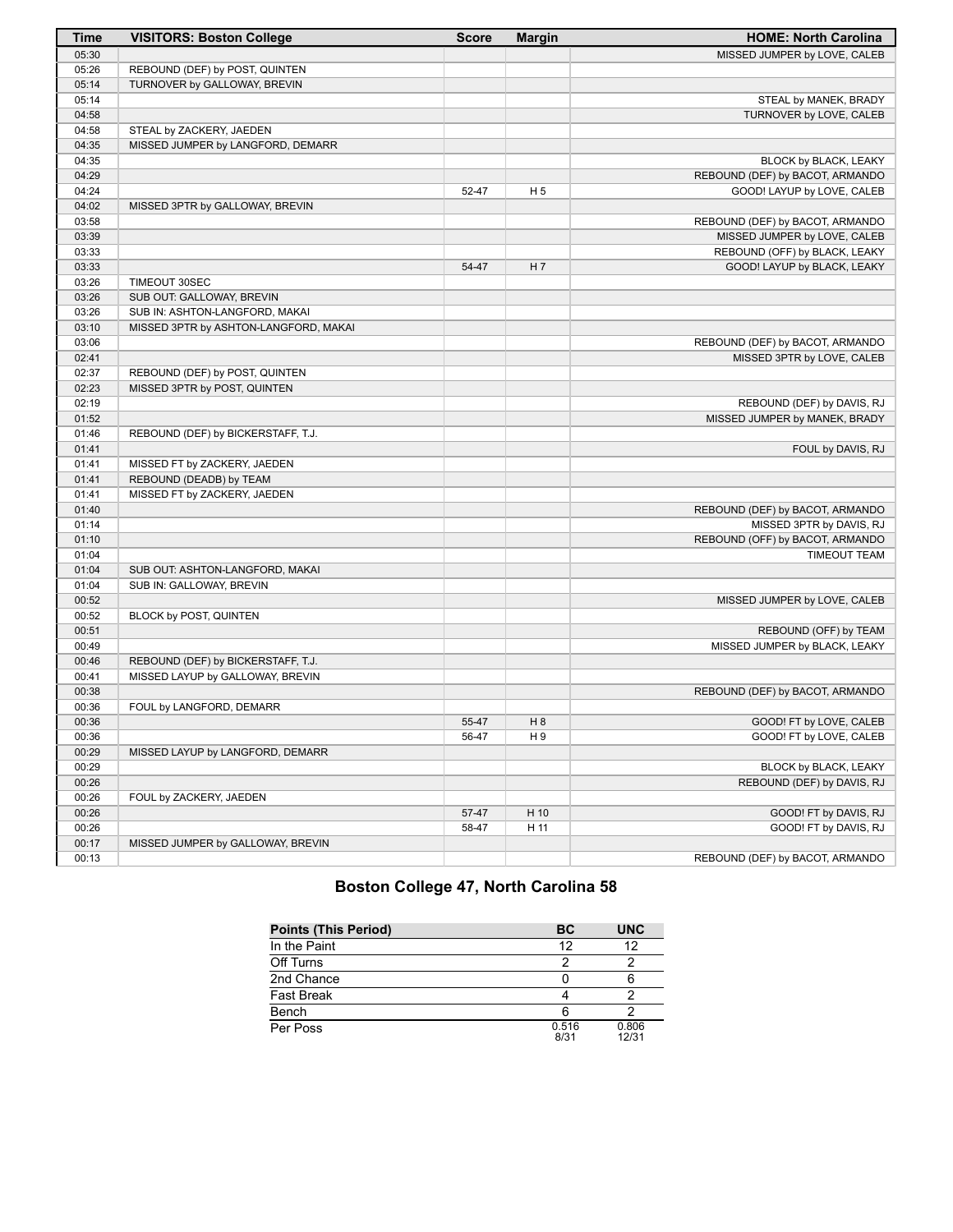| Time | VISITORS: Boston College | Score | Margin | HOME: North Carolina |
|---|---|---|---|---|
| 05:30 | | | | MISSED JUMPER by LOVE, CALEB |
| 05:26 | REBOUND (DEF) by POST, QUINTEN | | | |
| 05:14 | TURNOVER by GALLOWAY, BREVIN | | | |
| 05:14 | | | | STEAL by MANEK, BRADY |
| 04:58 | | | | TURNOVER by LOVE, CALEB |
| 04:58 | STEAL by ZACKERY, JAEDEN | | | |
| 04:35 | MISSED JUMPER by LANGFORD, DEMARR | | | |
| 04:35 | | | | BLOCK by BLACK, LEAKY |
| 04:29 | | | | REBOUND (DEF) by BACOT, ARMANDO |
| 04:24 | | 52-47 | H 5 | GOOD! LAYUP by LOVE, CALEB |
| 04:02 | MISSED 3PTR by GALLOWAY, BREVIN | | | |
| 03:58 | | | | REBOUND (DEF) by BACOT, ARMANDO |
| 03:39 | | | | MISSED JUMPER by LOVE, CALEB |
| 03:33 | | | | REBOUND (OFF) by BLACK, LEAKY |
| 03:33 | | 54-47 | H 7 | GOOD! LAYUP by BLACK, LEAKY |
| 03:26 | TIMEOUT 30SEC | | | |
| 03:26 | SUB OUT: GALLOWAY, BREVIN | | | |
| 03:26 | SUB IN: ASHTON-LANGFORD, MAKAI | | | |
| 03:10 | MISSED 3PTR by ASHTON-LANGFORD, MAKAI | | | |
| 03:06 | | | | REBOUND (DEF) by BACOT, ARMANDO |
| 02:41 | | | | MISSED 3PTR by LOVE, CALEB |
| 02:37 | REBOUND (DEF) by POST, QUINTEN | | | |
| 02:23 | MISSED 3PTR by POST, QUINTEN | | | |
| 02:19 | | | | REBOUND (DEF) by DAVIS, RJ |
| 01:52 | | | | MISSED JUMPER by MANEK, BRADY |
| 01:46 | REBOUND (DEF) by BICKERSTAFF, T.J. | | | |
| 01:41 | | | | FOUL by DAVIS, RJ |
| 01:41 | MISSED FT by ZACKERY, JAEDEN | | | |
| 01:41 | REBOUND (DEADB) by TEAM | | | |
| 01:41 | MISSED FT by ZACKERY, JAEDEN | | | |
| 01:40 | | | | REBOUND (DEF) by BACOT, ARMANDO |
| 01:14 | | | | MISSED 3PTR by DAVIS, RJ |
| 01:10 | | | | REBOUND (OFF) by BACOT, ARMANDO |
| 01:04 | | | | TIMEOUT TEAM |
| 01:04 | SUB OUT: ASHTON-LANGFORD, MAKAI | | | |
| 01:04 | SUB IN: GALLOWAY, BREVIN | | | |
| 00:52 | | | | MISSED JUMPER by LOVE, CALEB |
| 00:52 | BLOCK by POST, QUINTEN | | | |
| 00:51 | | | | REBOUND (OFF) by TEAM |
| 00:49 | | | | MISSED JUMPER by BLACK, LEAKY |
| 00:46 | REBOUND (DEF) by BICKERSTAFF, T.J. | | | |
| 00:41 | MISSED LAYUP by GALLOWAY, BREVIN | | | |
| 00:38 | | | | REBOUND (DEF) by BACOT, ARMANDO |
| 00:36 | FOUL by LANGFORD, DEMARR | | | |
| 00:36 | | 55-47 | H 8 | GOOD! FT by LOVE, CALEB |
| 00:36 | | 56-47 | H 9 | GOOD! FT by LOVE, CALEB |
| 00:29 | MISSED LAYUP by LANGFORD, DEMARR | | | |
| 00:29 | | | | BLOCK by BLACK, LEAKY |
| 00:26 | | | | REBOUND (DEF) by DAVIS, RJ |
| 00:26 | FOUL by ZACKERY, JAEDEN | | | |
| 00:26 | | 57-47 | H 10 | GOOD! FT by DAVIS, RJ |
| 00:26 | | 58-47 | H 11 | GOOD! FT by DAVIS, RJ |
| 00:17 | MISSED JUMPER by GALLOWAY, BREVIN | | | |
| 00:13 | | | | REBOUND (DEF) by BACOT, ARMANDO |

## Boston College 47, North Carolina 58

| Points (This Period) | BC | UNC |
|---|---|---|
| In the Paint | 12 | 12 |
| Off Turns | 2 | 2 |
| 2nd Chance | 0 | 6 |
| Fast Break | 4 | 2 |
| Bench | 6 | 2 |
| Per Poss | 0.516 8/31 | 0.806 12/31 |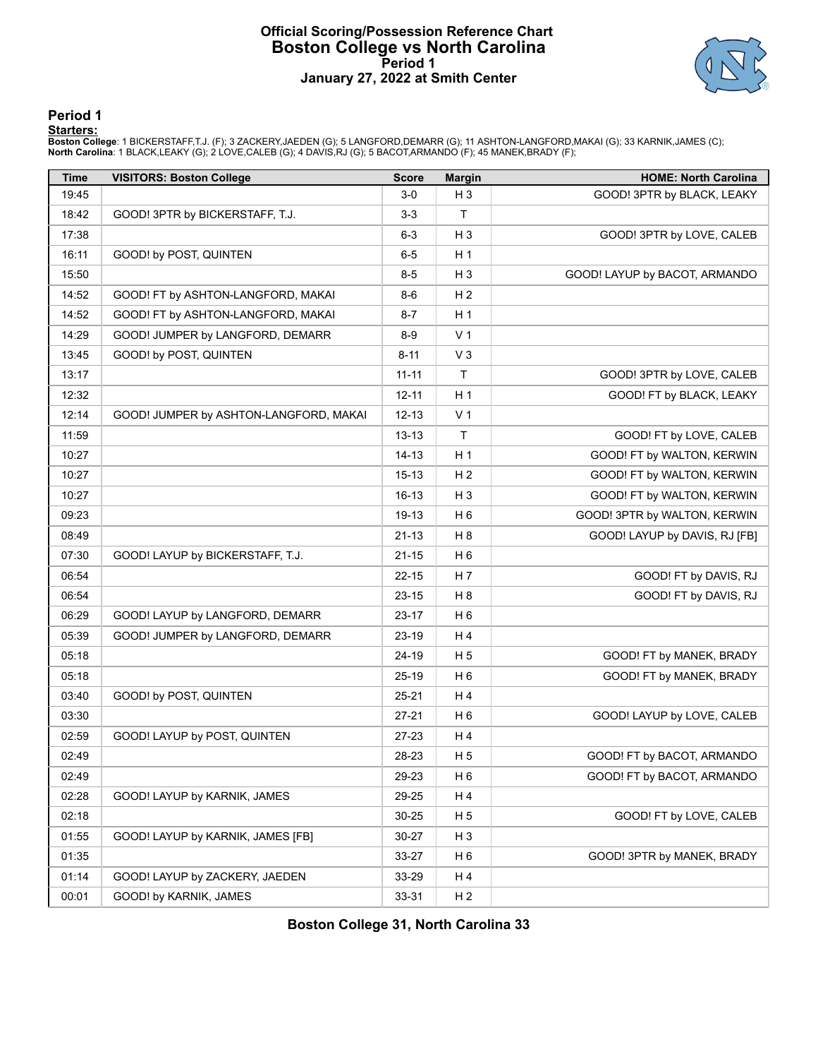# Official Scoring/Possession Reference Chart
# Boston College vs North Carolina
## Period 1
## January 27, 2022 at Smith Center

### Period 1

**Starters:**

**Boston College**: 1 BICKERSTAFF,T.J. (F); 3 ZACKERY,JAEDEN (G); 5 LANGFORD,DEMARR (G); 11 ASHTON-LANGFORD,MAKAI (G); 33 KARNIK,JAMES (C);
**North Carolina**: 1 BLACK,LEAKY (G); 2 LOVE,CALEB (G); 4 DAVIS,RJ (G); 5 BACOT,ARMANDO (F); 45 MANEK,BRADY (F);

| Time | VISITORS: Boston College | Score | Margin | HOME: North Carolina |
|---|---|---|---|---|
| 19:45 | | 3-0 | H 3 | GOOD! 3PTR by BLACK, LEAKY |
| 18:42 | GOOD! 3PTR by BICKERSTAFF, T.J. | 3-3 | T | |
| 17:38 | | 6-3 | H 3 | GOOD! 3PTR by LOVE, CALEB |
| 16:11 | GOOD! by POST, QUINTEN | 6-5 | H 1 | |
| 15:50 | | 8-5 | H 3 | GOOD! LAYUP by BACOT, ARMANDO |
| 14:52 | GOOD! FT by ASHTON-LANGFORD, MAKAI | 8-6 | H 2 | |
| 14:52 | GOOD! FT by ASHTON-LANGFORD, MAKAI | 8-7 | H 1 | |
| 14:29 | GOOD! JUMPER by LANGFORD, DEMARR | 8-9 | V 1 | |
| 13:45 | GOOD! by POST, QUINTEN | 8-11 | V 3 | |
| 13:17 | | 11-11 | T | GOOD! 3PTR by LOVE, CALEB |
| 12:32 | | 12-11 | H 1 | GOOD! FT by BLACK, LEAKY |
| 12:14 | GOOD! JUMPER by ASHTON-LANGFORD, MAKAI | 12-13 | V 1 | |
| 11:59 | | 13-13 | T | GOOD! FT by LOVE, CALEB |
| 10:27 | | 14-13 | H 1 | GOOD! FT by WALTON, KERWIN |
| 10:27 | | 15-13 | H 2 | GOOD! FT by WALTON, KERWIN |
| 10:27 | | 16-13 | H 3 | GOOD! FT by WALTON, KERWIN |
| 09:23 | | 19-13 | H 6 | GOOD! 3PTR by WALTON, KERWIN |
| 08:49 | | 21-13 | H 8 | GOOD! LAYUP by DAVIS, RJ [FB] |
| 07:30 | GOOD! LAYUP by BICKERSTAFF, T.J. | 21-15 | H 6 | |
| 06:54 | | 22-15 | H 7 | GOOD! FT by DAVIS, RJ |
| 06:54 | | 23-15 | H 8 | GOOD! FT by DAVIS, RJ |
| 06:29 | GOOD! LAYUP by LANGFORD, DEMARR | 23-17 | H 6 | |
| 05:39 | GOOD! JUMPER by LANGFORD, DEMARR | 23-19 | H 4 | |
| 05:18 | | 24-19 | H 5 | GOOD! FT by MANEK, BRADY |
| 05:18 | | 25-19 | H 6 | GOOD! FT by MANEK, BRADY |
| 03:40 | GOOD! by POST, QUINTEN | 25-21 | H 4 | |
| 03:30 | | 27-21 | H 6 | GOOD! LAYUP by LOVE, CALEB |
| 02:59 | GOOD! LAYUP by POST, QUINTEN | 27-23 | H 4 | |
| 02:49 | | 28-23 | H 5 | GOOD! FT by BACOT, ARMANDO |
| 02:49 | | 29-23 | H 6 | GOOD! FT by BACOT, ARMANDO |
| 02:28 | GOOD! LAYUP by KARNIK, JAMES | 29-25 | H 4 | |
| 02:18 | | 30-25 | H 5 | GOOD! FT by LOVE, CALEB |
| 01:55 | GOOD! LAYUP by KARNIK, JAMES [FB] | 30-27 | H 3 | |
| 01:35 | | 33-27 | H 6 | GOOD! 3PTR by MANEK, BRADY |
| 01:14 | GOOD! LAYUP by ZACKERY, JAEDEN | 33-29 | H 4 | |
| 00:01 | GOOD! by KARNIK, JAMES | 33-31 | H 2 | |

**Boston College 31, North Carolina 33**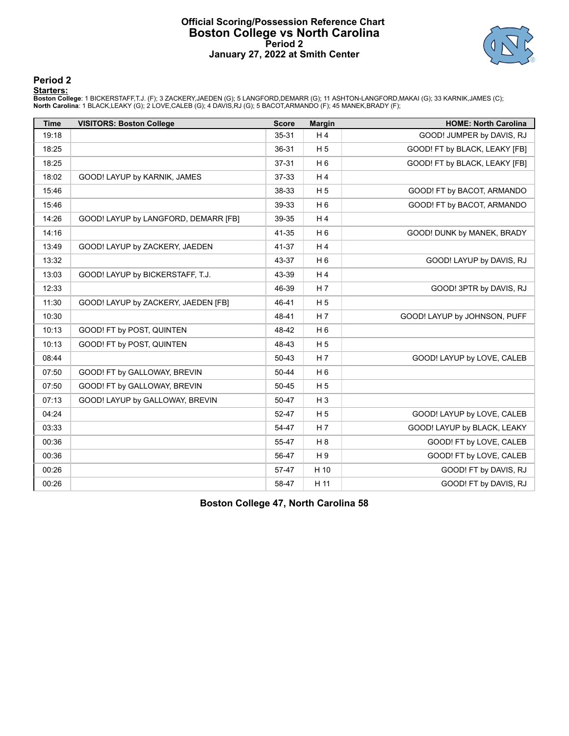# Official Scoring/Possession Reference Chart
# Boston College vs North Carolina
## Period 2
## January 27, 2022 at Smith Center

### Period 2

**Starters:**

**Boston College**: 1 BICKERSTAFF,T.J. (F); 3 ZACKERY,JAEDEN (G); 5 LANGFORD,DEMARR (G); 11 ASHTON-LANGFORD,MAKAI (G); 33 KARNIK,JAMES (C);
**North Carolina**: 1 BLACK,LEAKY (G); 2 LOVE,CALEB (G); 4 DAVIS,RJ (G); 5 BACOT,ARMANDO (F); 45 MANEK,BRADY (F);

| Time | VISITORS: Boston College | Score | Margin | HOME: North Carolina |
|---|---|---|---|---|
| 19:18 | | 35-31 | H 4 | GOOD! JUMPER by DAVIS, RJ |
| 18:25 | | 36-31 | H 5 | GOOD! FT by BLACK, LEAKY [FB] |
| 18:25 | | 37-31 | H 6 | GOOD! FT by BLACK, LEAKY [FB] |
| 18:02 | GOOD! LAYUP by KARNIK, JAMES | 37-33 | H 4 | |
| 15:46 | | 38-33 | H 5 | GOOD! FT by BACOT, ARMANDO |
| 15:46 | | 39-33 | H 6 | GOOD! FT by BACOT, ARMANDO |
| 14:26 | GOOD! LAYUP by LANGFORD, DEMARR [FB] | 39-35 | H 4 | |
| 14:16 | | 41-35 | H 6 | GOOD! DUNK by MANEK, BRADY |
| 13:49 | GOOD! LAYUP by ZACKERY, JAEDEN | 41-37 | H 4 | |
| 13:32 | | 43-37 | H 6 | GOOD! LAYUP by DAVIS, RJ |
| 13:03 | GOOD! LAYUP by BICKERSTAFF, T.J. | 43-39 | H 4 | |
| 12:33 | | 46-39 | H 7 | GOOD! 3PTR by DAVIS, RJ |
| 11:30 | GOOD! LAYUP by ZACKERY, JAEDEN [FB] | 46-41 | H 5 | |
| 10:30 | | 48-41 | H 7 | GOOD! LAYUP by JOHNSON, PUFF |
| 10:13 | GOOD! FT by POST, QUINTEN | 48-42 | H 6 | |
| 10:13 | GOOD! FT by POST, QUINTEN | 48-43 | H 5 | |
| 08:44 | | 50-43 | H 7 | GOOD! LAYUP by LOVE, CALEB |
| 07:50 | GOOD! FT by GALLOWAY, BREVIN | 50-44 | H 6 | |
| 07:50 | GOOD! FT by GALLOWAY, BREVIN | 50-45 | H 5 | |
| 07:13 | GOOD! LAYUP by GALLOWAY, BREVIN | 50-47 | H 3 | |
| 04:24 | | 52-47 | H 5 | GOOD! LAYUP by LOVE, CALEB |
| 03:33 | | 54-47 | H 7 | GOOD! LAYUP by BLACK, LEAKY |
| 00:36 | | 55-47 | H 8 | GOOD! FT by LOVE, CALEB |
| 00:36 | | 56-47 | H 9 | GOOD! FT by LOVE, CALEB |
| 00:26 | | 57-47 | H 10 | GOOD! FT by DAVIS, RJ |
| 00:26 | | 58-47 | H 11 | GOOD! FT by DAVIS, RJ |

**Boston College 47, North Carolina 58**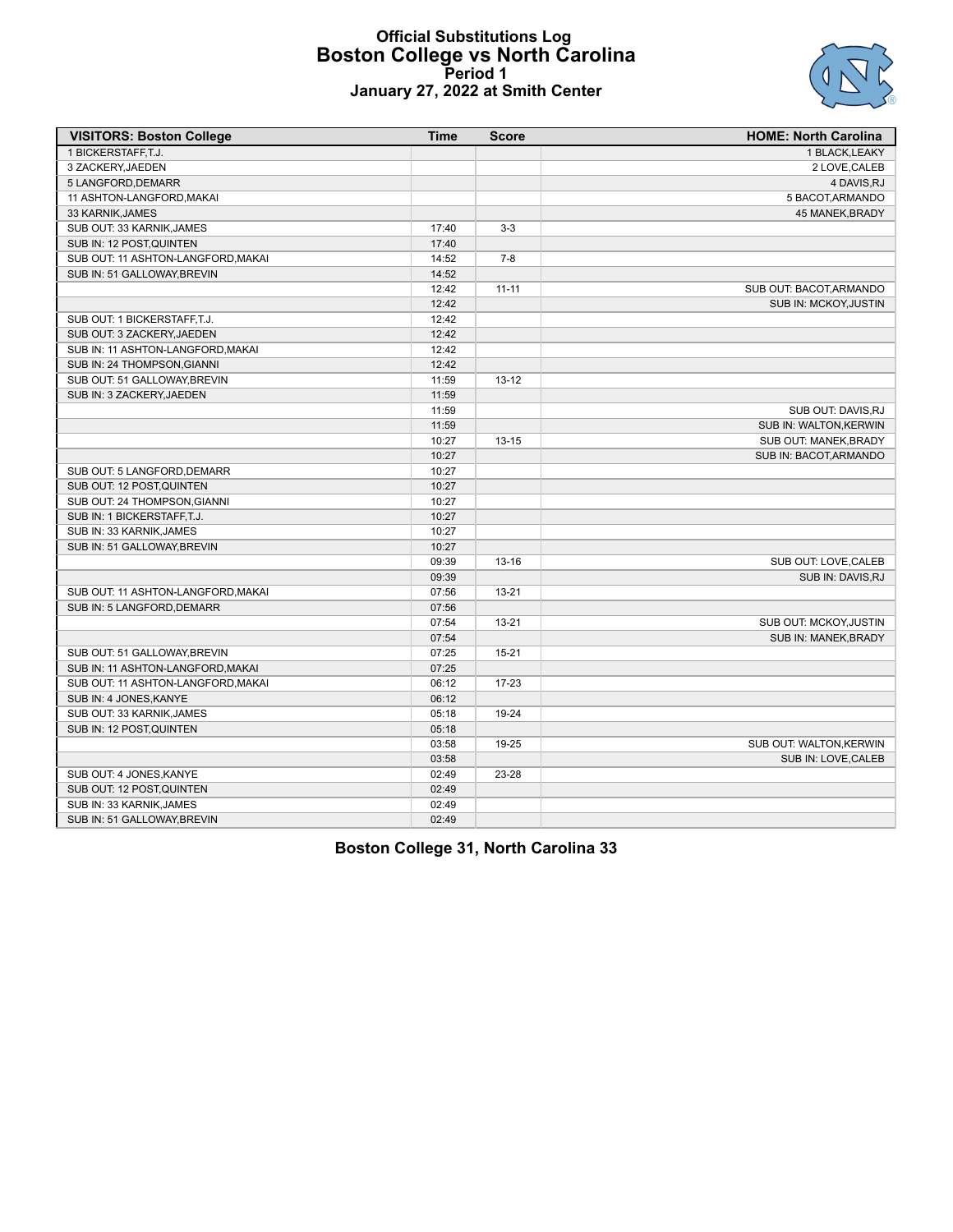# Official Substitutions Log
## Boston College vs North Carolina
### Period 1
### January 27, 2022 at Smith Center

| VISITORS: Boston College | Time | Score | HOME: North Carolina |
|---|---|---|---|
| 1 BICKERSTAFF,T.J. | | | 1 BLACK,LEAKY |
| 3 ZACKERY,JAEDEN | | | 2 LOVE,CALEB |
| 5 LANGFORD,DEMARR | | | 4 DAVIS,RJ |
| 11 ASHTON-LANGFORD,MAKAI | | | 5 BACOT,ARMANDO |
| 33 KARNIK,JAMES | | | 45 MANEK,BRADY |
| SUB OUT: 33 KARNIK,JAMES | 17:40 | 3-3 | |
| SUB IN: 12 POST,QUINTEN | 17:40 | | |
| SUB OUT: 11 ASHTON-LANGFORD,MAKAI | 14:52 | 7-8 | |
| SUB IN: 51 GALLOWAY,BREVIN | 14:52 | | |
| | 12:42 | 11-11 | SUB OUT: BACOT,ARMANDO |
| | 12:42 | | SUB IN: MCKOY,JUSTIN |
| SUB OUT: 1 BICKERSTAFF,T.J. | 12:42 | | |
| SUB OUT: 3 ZACKERY,JAEDEN | 12:42 | | |
| SUB IN: 11 ASHTON-LANGFORD,MAKAI | 12:42 | | |
| SUB IN: 24 THOMPSON,GIANNI | 12:42 | | |
| SUB OUT: 51 GALLOWAY,BREVIN | 11:59 | 13-12 | |
| SUB IN: 3 ZACKERY,JAEDEN | 11:59 | | |
| | 11:59 | | SUB OUT: DAVIS,RJ |
| | 11:59 | | SUB IN: WALTON,KERWIN |
| | 10:27 | 13-15 | SUB OUT: MANEK,BRADY |
| | 10:27 | | SUB IN: BACOT,ARMANDO |
| SUB OUT: 5 LANGFORD,DEMARR | 10:27 | | |
| SUB OUT: 12 POST,QUINTEN | 10:27 | | |
| SUB OUT: 24 THOMPSON,GIANNI | 10:27 | | |
| SUB IN: 1 BICKERSTAFF,T.J. | 10:27 | | |
| SUB IN: 33 KARNIK,JAMES | 10:27 | | |
| SUB IN: 51 GALLOWAY,BREVIN | 10:27 | | |
| | 09:39 | 13-16 | SUB OUT: LOVE,CALEB |
| | 09:39 | | SUB IN: DAVIS,RJ |
| SUB OUT: 11 ASHTON-LANGFORD,MAKAI | 07:56 | 13-21 | |
| SUB IN: 5 LANGFORD,DEMARR | 07:56 | | |
| | 07:54 | 13-21 | SUB OUT: MCKOY,JUSTIN |
| | 07:54 | | SUB IN: MANEK,BRADY |
| SUB OUT: 51 GALLOWAY,BREVIN | 07:25 | 15-21 | |
| SUB IN: 11 ASHTON-LANGFORD,MAKAI | 07:25 | | |
| SUB OUT: 11 ASHTON-LANGFORD,MAKAI | 06:12 | 17-23 | |
| SUB IN: 4 JONES,KANYE | 06:12 | | |
| SUB OUT: 33 KARNIK,JAMES | 05:18 | 19-24 | |
| SUB IN: 12 POST,QUINTEN | 05:18 | | |
| | 03:58 | 19-25 | SUB OUT: WALTON,KERWIN |
| | 03:58 | | SUB IN: LOVE,CALEB |
| SUB OUT: 4 JONES,KANYE | 02:49 | 23-28 | |
| SUB OUT: 12 POST,QUINTEN | 02:49 | | |
| SUB IN: 33 KARNIK,JAMES | 02:49 | | |
| SUB IN: 51 GALLOWAY,BREVIN | 02:49 | | |

**Boston College 31, North Carolina 33**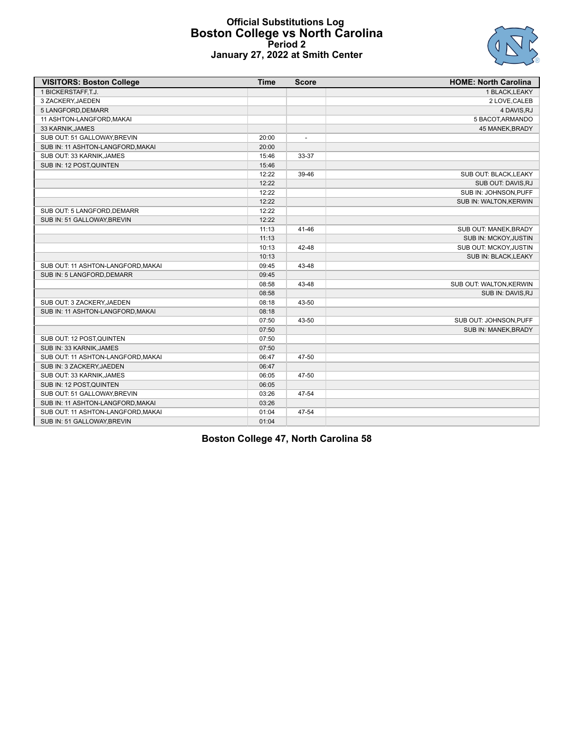# Official Substitutions Log
## Boston College vs North Carolina
### Period 2
### January 27, 2022 at Smith Center

| VISITORS: Boston College | Time | Score | HOME: North Carolina |
|---|---|---|---|
| 1 BICKERSTAFF,T.J. | | | 1 BLACK,LEAKY |
| 3 ZACKERY,JAEDEN | | | 2 LOVE,CALEB |
| 5 LANGFORD,DEMARR | | | 4 DAVIS,RJ |
| 11 ASHTON-LANGFORD,MAKAI | | | 5 BACOT,ARMANDO |
| 33 KARNIK,JAMES | | | 45 MANEK,BRADY |
| SUB OUT: 51 GALLOWAY,BREVIN | 20:00 | - | |
| SUB IN: 11 ASHTON-LANGFORD,MAKAI | 20:00 | | |
| SUB OUT: 33 KARNIK,JAMES | 15:46 | 33-37 | |
| SUB IN: 12 POST,QUINTEN | 15:46 | | |
| | 12:22 | 39-46 | SUB OUT: BLACK,LEAKY |
| | 12:22 | | SUB OUT: DAVIS,RJ |
| | 12:22 | | SUB IN: JOHNSON,PUFF |
| | 12:22 | | SUB IN: WALTON,KERWIN |
| SUB OUT: 5 LANGFORD,DEMARR | 12:22 | | |
| SUB IN: 51 GALLOWAY,BREVIN | 12:22 | | |
| | 11:13 | 41-46 | SUB OUT: MANEK,BRADY |
| | 11:13 | | SUB IN: MCKOY,JUSTIN |
| | 10:13 | 42-48 | SUB OUT: MCKOY,JUSTIN |
| | 10:13 | | SUB IN: BLACK,LEAKY |
| SUB OUT: 11 ASHTON-LANGFORD,MAKAI | 09:45 | 43-48 | |
| SUB IN: 5 LANGFORD,DEMARR | 09:45 | | |
| | 08:58 | 43-48 | SUB OUT: WALTON,KERWIN |
| | 08:58 | | SUB IN: DAVIS,RJ |
| SUB OUT: 3 ZACKERY,JAEDEN | 08:18 | 43-50 | |
| SUB IN: 11 ASHTON-LANGFORD,MAKAI | 08:18 | | |
| | 07:50 | 43-50 | SUB OUT: JOHNSON,PUFF |
| | 07:50 | | SUB IN: MANEK,BRADY |
| SUB OUT: 12 POST,QUINTEN | 07:50 | | |
| SUB IN: 33 KARNIK,JAMES | 07:50 | | |
| SUB OUT: 11 ASHTON-LANGFORD,MAKAI | 06:47 | 47-50 | |
| SUB IN: 3 ZACKERY,JAEDEN | 06:47 | | |
| SUB OUT: 33 KARNIK,JAMES | 06:05 | 47-50 | |
| SUB IN: 12 POST,QUINTEN | 06:05 | | |
| SUB OUT: 51 GALLOWAY,BREVIN | 03:26 | 47-54 | |
| SUB IN: 11 ASHTON-LANGFORD,MAKAI | 03:26 | | |
| SUB OUT: 11 ASHTON-LANGFORD,MAKAI | 01:04 | 47-54 | |
| SUB IN: 51 GALLOWAY,BREVIN | 01:04 | | |

**Boston College 47, North Carolina 58**